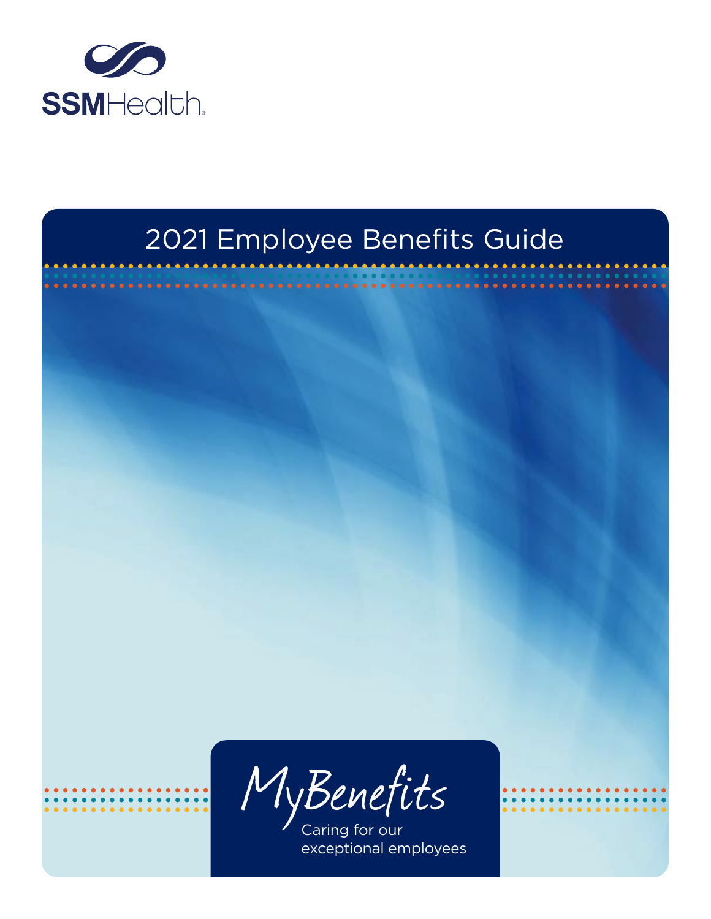SSMHealth

# 2021 Employee Benefits Guide

MyBenefits

Caring for our exceptional employees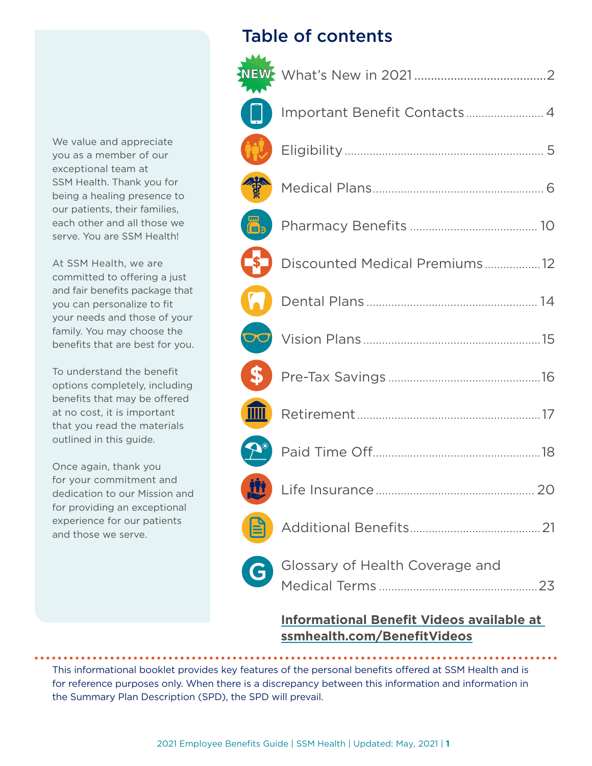We value and appreciate you as a member of our exceptional team at SSM Health. Thank you for being a healing presence to our patients, their families, each other and all those we serve. You are SSM Health!

At SSM Health, we are committed to offering a just and fair benefits package that you can personalize to fit your needs and those of your family. You may choose the benefits that are best for you.

To understand the benefit options completely, including benefits that may be offered at no cost, it is important that you read the materials outlined in this guide.

Once again, thank you for your commitment and dedication to our Mission and for providing an exceptional experience for our patients and those we serve.

# Table of contents

- What's New in 2021 .......... 2
- Important Benefit Contacts .......... 4
- Eligibility .......... 5
- Medical Plans .......... 6
- Pharmacy Benefits .......... 10
- Discounted Medical Premiums .......... 12
- Dental Plans .......... 14
- Vision Plans .......... 15
- Pre-Tax Savings .......... 16
- Retirement .......... 17
- Paid Time Off .......... 18
- Life Insurance .......... 20
- Additional Benefits .......... 21
- Glossary of Health Coverage and Medical Terms .......... 23

**Informational Benefit Videos available at ssmhealth.com/BenefitVideos**

This informational booklet provides key features of the personal benefits offered at SSM Health and is for reference purposes only. When there is a discrepancy between this information and information in the Summary Plan Description (SPD), the SPD will prevail.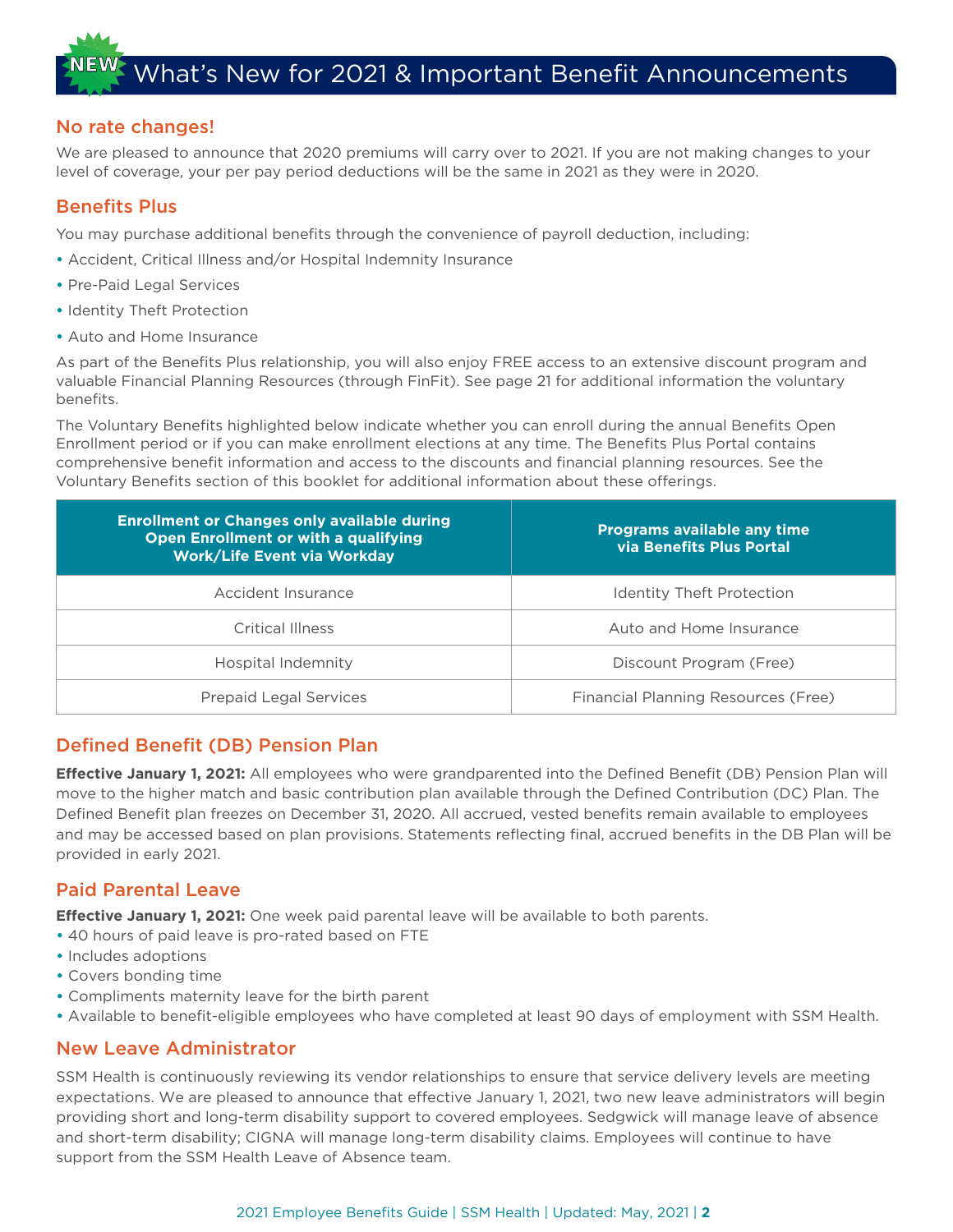# What's New for 2021 & Important Benefit Announcements

## No rate changes!

We are pleased to announce that 2020 premiums will carry over to 2021. If you are not making changes to your level of coverage, your per pay period deductions will be the same in 2021 as they were in 2020.

## Benefits Plus

You may purchase additional benefits through the convenience of payroll deduction, including:

- Accident, Critical Illness and/or Hospital Indemnity Insurance
- Pre-Paid Legal Services
- Identity Theft Protection
- Auto and Home Insurance

As part of the Benefits Plus relationship, you will also enjoy FREE access to an extensive discount program and valuable Financial Planning Resources (through FinFit). See page 21 for additional information the voluntary benefits.

The Voluntary Benefits highlighted below indicate whether you can enroll during the annual Benefits Open Enrollment period or if you can make enrollment elections at any time. The Benefits Plus Portal contains comprehensive benefit information and access to the discounts and financial planning resources. See the Voluntary Benefits section of this booklet for additional information about these offerings.

| Enrollment or Changes only available during Open Enrollment or with a qualifying Work/Life Event via Workday | Programs available any time via Benefits Plus Portal |
|---|---|
| Accident Insurance | Identity Theft Protection |
| Critical Illness | Auto and Home Insurance |
| Hospital Indemnity | Discount Program (Free) |
| Prepaid Legal Services | Financial Planning Resources (Free) |

## Defined Benefit (DB) Pension Plan

**Effective January 1, 2021:** All employees who were grandparented into the Defined Benefit (DB) Pension Plan will move to the higher match and basic contribution plan available through the Defined Contribution (DC) Plan. The Defined Benefit plan freezes on December 31, 2020. All accrued, vested benefits remain available to employees and may be accessed based on plan provisions. Statements reflecting final, accrued benefits in the DB Plan will be provided in early 2021.

## Paid Parental Leave

**Effective January 1, 2021:** One week paid parental leave will be available to both parents.

- 40 hours of paid leave is pro-rated based on FTE
- Includes adoptions
- Covers bonding time
- Compliments maternity leave for the birth parent
- Available to benefit-eligible employees who have completed at least 90 days of employment with SSM Health.

## New Leave Administrator

SSM Health is continuously reviewing its vendor relationships to ensure that service delivery levels are meeting expectations. We are pleased to announce that effective January 1, 2021, two new leave administrators will begin providing short and long-term disability support to covered employees. Sedgwick will manage leave of absence and short-term disability; CIGNA will manage long-term disability claims. Employees will continue to have support from the SSM Health Leave of Absence team.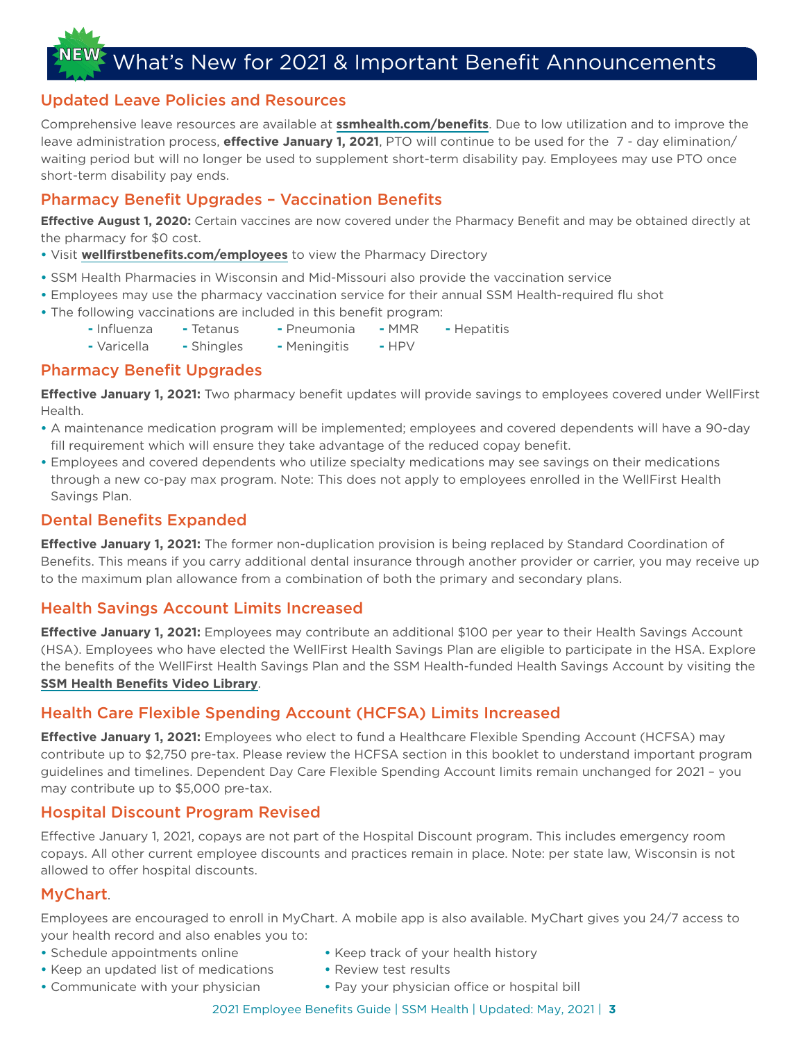# What's New for 2021 & Important Benefit Announcements

## Updated Leave Policies and Resources

Comprehensive leave resources are available at **ssmhealth.com/benefits**. Due to low utilization and to improve the leave administration process, **effective January 1, 2021**, PTO will continue to be used for the 7 - day elimination/ waiting period but will no longer be used to supplement short-term disability pay. Employees may use PTO once short-term disability pay ends.

## Pharmacy Benefit Upgrades – Vaccination Benefits

**Effective August 1, 2020:** Certain vaccines are now covered under the Pharmacy Benefit and may be obtained directly at the pharmacy for $0 cost.

- Visit **wellfirstbenefits.com/employees** to view the Pharmacy Directory
- SSM Health Pharmacies in Wisconsin and Mid-Missouri also provide the vaccination service
- Employees may use the pharmacy vaccination service for their annual SSM Health-required flu shot
- The following vaccinations are included in this benefit program:
  - Influenza
  - Tetanus
  - Pneumonia
  - MMR
  - Hepatitis
  - Varicella
  - Shingles
  - Meningitis
  - HPV

## Pharmacy Benefit Upgrades

**Effective January 1, 2021:** Two pharmacy benefit updates will provide savings to employees covered under WellFirst Health.

- A maintenance medication program will be implemented; employees and covered dependents will have a 90-day fill requirement which will ensure they take advantage of the reduced copay benefit.
- Employees and covered dependents who utilize specialty medications may see savings on their medications through a new co-pay max program. Note: This does not apply to employees enrolled in the WellFirst Health Savings Plan.

## Dental Benefits Expanded

**Effective January 1, 2021:** The former non-duplication provision is being replaced by Standard Coordination of Benefits. This means if you carry additional dental insurance through another provider or carrier, you may receive up to the maximum plan allowance from a combination of both the primary and secondary plans.

## Health Savings Account Limits Increased

**Effective January 1, 2021:** Employees may contribute an additional $100 per year to their Health Savings Account (HSA). Employees who have elected the WellFirst Health Savings Plan are eligible to participate in the HSA. Explore the benefits of the WellFirst Health Savings Plan and the SSM Health-funded Health Savings Account by visiting the **SSM Health Benefits Video Library**.

## Health Care Flexible Spending Account (HCFSA) Limits Increased

**Effective January 1, 2021:** Employees who elect to fund a Healthcare Flexible Spending Account (HCFSA) may contribute up to $2,750 pre-tax. Please review the HCFSA section in this booklet to understand important program guidelines and timelines. Dependent Day Care Flexible Spending Account limits remain unchanged for 2021 – you may contribute up to $5,000 pre-tax.

## Hospital Discount Program Revised

Effective January 1, 2021, copays are not part of the Hospital Discount program. This includes emergency room copays. All other current employee discounts and practices remain in place. Note: per state law, Wisconsin is not allowed to offer hospital discounts.

## MyChart.

Employees are encouraged to enroll in MyChart. A mobile app is also available. MyChart gives you 24/7 access to your health record and also enables you to:

- Schedule appointments online
- Keep an updated list of medications
- Communicate with your physician
- Keep track of your health history
- Review test results
- Pay your physician office or hospital bill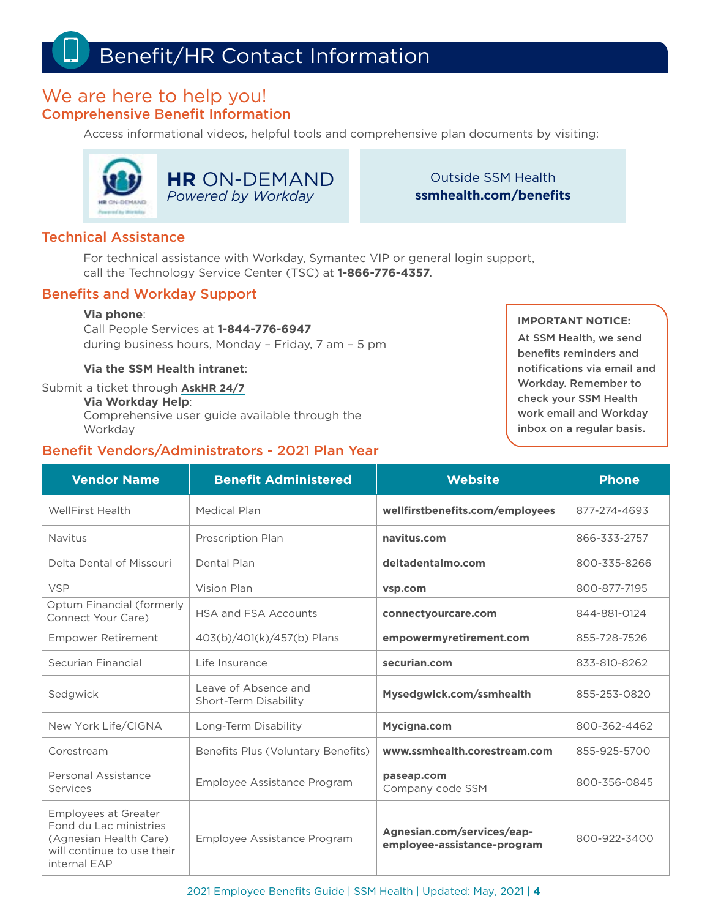# Benefit/HR Contact Information

## We are here to help you!

### Comprehensive Benefit Information

Access informational videos, helpful tools and comprehensive plan documents by visiting:

**HR ON-DEMAND**
*Powered by Workday*

Outside SSM Health
**ssmhealth.com/benefits**

### Technical Assistance

For technical assistance with Workday, Symantec VIP or general login support, call the Technology Service Center (TSC) at **1-866-776-4357**.

### Benefits and Workday Support

**Via phone**:
Call People Services at **1-844-776-6947**
during business hours, Monday – Friday, 7 am – 5 pm

**Via the SSM Health intranet**:
Submit a ticket through **AskHR 24/7**

**Via Workday Help**:
Comprehensive user guide available through the Workday

**IMPORTANT NOTICE:**
At SSM Health, we send benefits reminders and notifications via email and Workday. Remember to check your SSM Health work email and Workday inbox on a regular basis.

### Benefit Vendors/Administrators - 2021 Plan Year

| Vendor Name | Benefit Administered | Website | Phone |
|---|---|---|---|
| WellFirst Health | Medical Plan | **wellfirstbenefits.com/employees** | 877-274-4693 |
| Navitus | Prescription Plan | **navitus.com** | 866-333-2757 |
| Delta Dental of Missouri | Dental Plan | **deltadentalmo.com** | 800-335-8266 |
| VSP | Vision Plan | **vsp.com** | 800-877-7195 |
| Optum Financial (formerly Connect Your Care) | HSA and FSA Accounts | **connectyourcare.com** | 844-881-0124 |
| Empower Retirement | 403(b)/401(k)/457(b) Plans | **empowermyretirement.com** | 855-728-7526 |
| Securian Financial | Life Insurance | **securian.com** | 833-810-8262 |
| Sedgwick | Leave of Absence and Short-Term Disability | **Mysedgwick.com/ssmhealth** | 855-253-0820 |
| New York Life/CIGNA | Long-Term Disability | **Mycigna.com** | 800-362-4462 |
| Corestream | Benefits Plus (Voluntary Benefits) | **www.ssmhealth.corestream.com** | 855-925-5700 |
| Personal Assistance Services | Employee Assistance Program | **paseap.com** Company code SSM | 800-356-0845 |
| Employees at Greater Fond du Lac ministries (Agnesian Health Care) will continue to use their internal EAP | Employee Assistance Program | **Agnesian.com/services/eap-employee-assistance-program** | 800-922-3400 |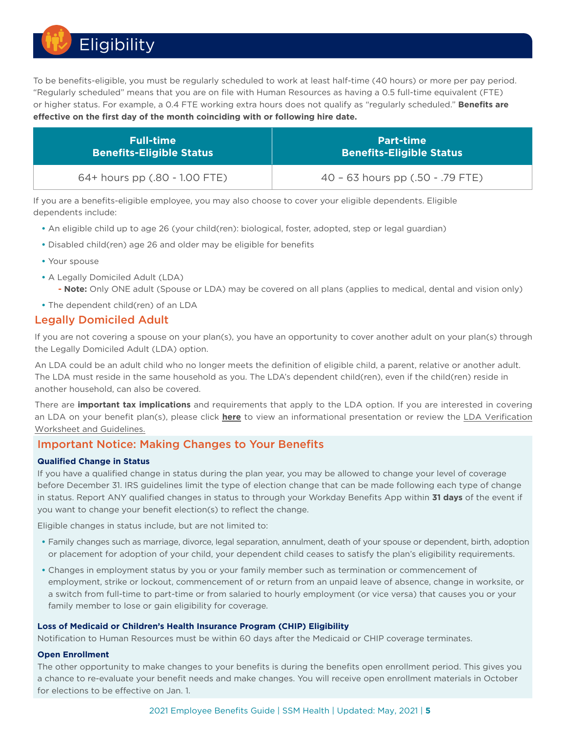# Eligibility

To be benefits-eligible, you must be regularly scheduled to work at least half-time (40 hours) or more per pay period. "Regularly scheduled" means that you are on file with Human Resources as having a 0.5 full-time equivalent (FTE) or higher status. For example, a 0.4 FTE working extra hours does not qualify as "regularly scheduled." **Benefits are effective on the first day of the month coinciding with or following hire date.**

| Full-time Benefits-Eligible Status | Part-time Benefits-Eligible Status |
| --- | --- |
| 64+ hours pp (.80 - 1.00 FTE) | 40 – 63 hours pp (.50 - .79 FTE) |

If you are a benefits-eligible employee, you may also choose to cover your eligible dependents. Eligible dependents include:

- An eligible child up to age 26 (your child(ren): biological, foster, adopted, step or legal guardian)
- Disabled child(ren) age 26 and older may be eligible for benefits
- Your spouse
- A Legally Domiciled Adult (LDA)
  - **Note:** Only ONE adult (Spouse or LDA) may be covered on all plans (applies to medical, dental and vision only)
- The dependent child(ren) of an LDA

## Legally Domiciled Adult

If you are not covering a spouse on your plan(s), you have an opportunity to cover another adult on your plan(s) through the Legally Domiciled Adult (LDA) option.

An LDA could be an adult child who no longer meets the definition of eligible child, a parent, relative or another adult. The LDA must reside in the same household as you. The LDA's dependent child(ren), even if the child(ren) reside in another household, can also be covered.

There are **important tax implications** and requirements that apply to the LDA option. If you are interested in covering an LDA on your benefit plan(s), please click **here** to view an informational presentation or review the LDA Verification Worksheet and Guidelines.

## Important Notice: Making Changes to Your Benefits

### Qualified Change in Status

If you have a qualified change in status during the plan year, you may be allowed to change your level of coverage before December 31. IRS guidelines limit the type of election change that can be made following each type of change in status. Report ANY qualified changes in status to through your Workday Benefits App within **31 days** of the event if you want to change your benefit election(s) to reflect the change.

Eligible changes in status include, but are not limited to:

- Family changes such as marriage, divorce, legal separation, annulment, death of your spouse or dependent, birth, adoption or placement for adoption of your child, your dependent child ceases to satisfy the plan's eligibility requirements.
- Changes in employment status by you or your family member such as termination or commencement of employment, strike or lockout, commencement of or return from an unpaid leave of absence, change in worksite, or a switch from full-time to part-time or from salaried to hourly employment (or vice versa) that causes you or your family member to lose or gain eligibility for coverage.

### Loss of Medicaid or Children's Health Insurance Program (CHIP) Eligibility

Notification to Human Resources must be within 60 days after the Medicaid or CHIP coverage terminates.

### Open Enrollment

The other opportunity to make changes to your benefits is during the benefits open enrollment period. This gives you a chance to re-evaluate your benefit needs and make changes. You will receive open enrollment materials in October for elections to be effective on Jan. 1.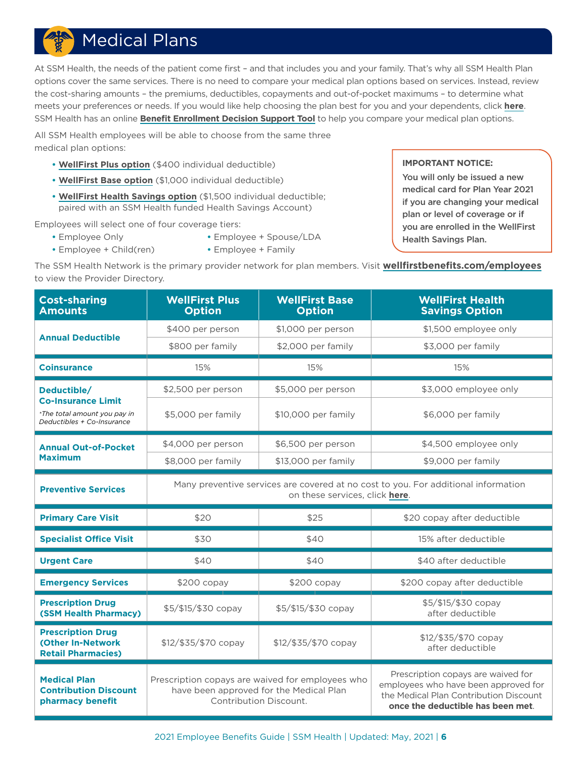# Medical Plans

At SSM Health, the needs of the patient come first – and that includes you and your family. That's why all SSM Health Plan options cover the same services. There is no need to compare your medical plan options based on services. Instead, review the cost-sharing amounts – the premiums, deductibles, copayments and out-of-pocket maximums – to determine what meets your preferences or needs. If you would like help choosing the plan best for you and your dependents, click **here**. SSM Health has an online **Benefit Enrollment Decision Support Tool** to help you compare your medical plan options.

All SSM Health employees will be able to choose from the same three medical plan options:

- **WellFirst Plus option** ($400 individual deductible)
- **WellFirst Base option** ($1,000 individual deductible)
- **WellFirst Health Savings option** ($1,500 individual deductible; paired with an SSM Health funded Health Savings Account)

Employees will select one of four coverage tiers:

- Employee Only
- Employee + Child(ren)
- Employee + Spouse/LDA
- Employee + Family

**IMPORTANT NOTICE:**
**You will only be issued a new medical card for Plan Year 2021 if you are changing your medical plan or level of coverage or if you are enrolled in the WellFirst Health Savings Plan.**

The SSM Health Network is the primary provider network for plan members. Visit **wellfirstbenefits.com/employees** to view the Provider Directory.

| Cost-sharing Amounts | WellFirst Plus Option | WellFirst Base Option | WellFirst Health Savings Option |
|---|---|---|---|
| **Annual Deductible** | $400 per person | $1,000 per person | $1,500 employee only |
| | $800 per family | $2,000 per family | $3,000 per family |
| **Coinsurance** | 15% | 15% | 15% |
| **Deductible/ Co-Insurance Limit** *\*The total amount you pay in Deductibles + Co-Insurance* | $2,500 per person | $5,000 per person | $3,000 employee only |
| | $5,000 per family | $10,000 per family | $6,000 per family |
| **Annual Out-of-Pocket Maximum** | $4,000 per person | $6,500 per person | $4,500 employee only |
| | $8,000 per family | $13,000 per family | $9,000 per family |
| **Preventive Services** | Many preventive services are covered at no cost to you. For additional information on these services, click **here**. | | |
| **Primary Care Visit** | $20 | $25 | $20 copay after deductible |
| **Specialist Office Visit** | $30 | $40 | 15% after deductible |
| **Urgent Care** | $40 | $40 | $40 after deductible |
| **Emergency Services** | $200 copay | $200 copay | $200 copay after deductible |
| **Prescription Drug (SSM Health Pharmacy)** | $5/$15/$30 copay | $5/$15/$30 copay | $5/$15/$30 copay after deductible |
| **Prescription Drug (Other In-Network Retail Pharmacies)** | $12/$35/$70 copay | $12/$35/$70 copay | $12/$35/$70 copay after deductible |
| **Medical Plan Contribution Discount pharmacy benefit** | Prescription copays are waived for employees who have been approved for the Medical Plan Contribution Discount. | | Prescription copays are waived for employees who have been approved for the Medical Plan Contribution Discount **once the deductible has been met**. |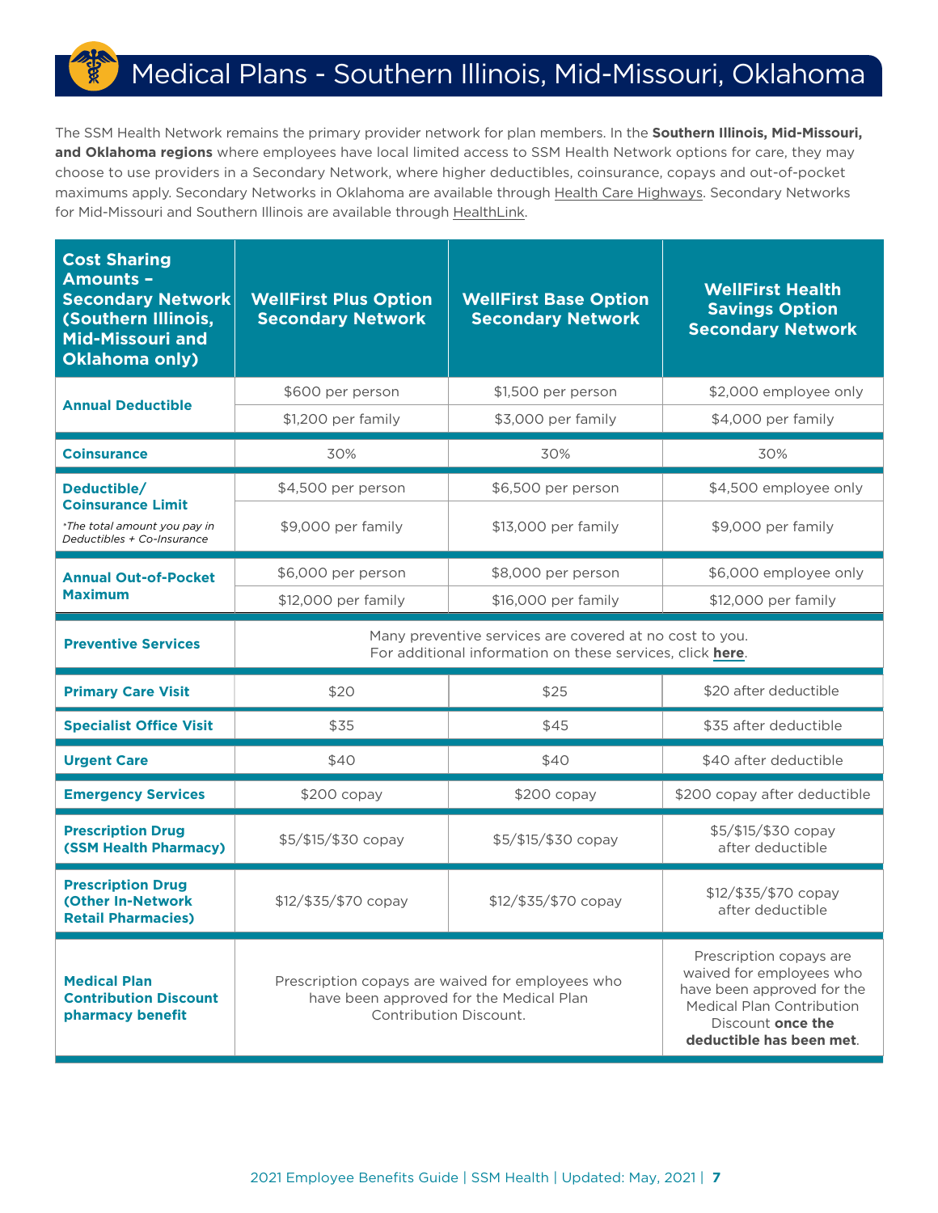# Medical Plans - Southern Illinois, Mid-Missouri, Oklahoma

The SSM Health Network remains the primary provider network for plan members. In the **Southern Illinois, Mid-Missouri, and Oklahoma regions** where employees have local limited access to SSM Health Network options for care, they may choose to use providers in a Secondary Network, where higher deductibles, coinsurance, copays and out-of-pocket maximums apply. Secondary Networks in Oklahoma are available through Health Care Highways. Secondary Networks for Mid-Missouri and Southern Illinois are available through HealthLink.

| Cost Sharing Amounts – Secondary Network (Southern Illinois, Mid-Missouri and Oklahoma only) | WellFirst Plus Option Secondary Network | WellFirst Base Option Secondary Network | WellFirst Health Savings Option Secondary Network |
|---|---|---|---|
| **Annual Deductible** | $600 per person | $1,500 per person | $2,000 employee only |
| | $1,200 per family | $3,000 per family | $4,000 per family |
| **Coinsurance** | 30% | 30% | 30% |
| **Deductible/ Coinsurance Limit** *The total amount you pay in Deductibles + Co-Insurance* | $4,500 per person | $6,500 per person | $4,500 employee only |
| | $9,000 per family | $13,000 per family | $9,000 per family |
| **Annual Out-of-Pocket Maximum** | $6,000 per person | $8,000 per person | $6,000 employee only |
| | $12,000 per family | $16,000 per family | $12,000 per family |
| **Preventive Services** | Many preventive services are covered at no cost to you. For additional information on these services, click **here**. | | |
| **Primary Care Visit** | $20 | $25 | $20 after deductible |
| **Specialist Office Visit** | $35 | $45 | $35 after deductible |
| **Urgent Care** | $40 | $40 | $40 after deductible |
| **Emergency Services** | $200 copay | $200 copay | $200 copay after deductible |
| **Prescription Drug (SSM Health Pharmacy)** | $5/$15/$30 copay | $5/$15/$30 copay | $5/$15/$30 copay after deductible |
| **Prescription Drug (Other In-Network Retail Pharmacies)** | $12/$35/$70 copay | $12/$35/$70 copay | $12/$35/$70 copay after deductible |
| **Medical Plan Contribution Discount pharmacy benefit** | Prescription copays are waived for employees who have been approved for the Medical Plan Contribution Discount. | | Prescription copays are waived for employees who have been approved for the Medical Plan Contribution Discount **once the deductible has been met**. |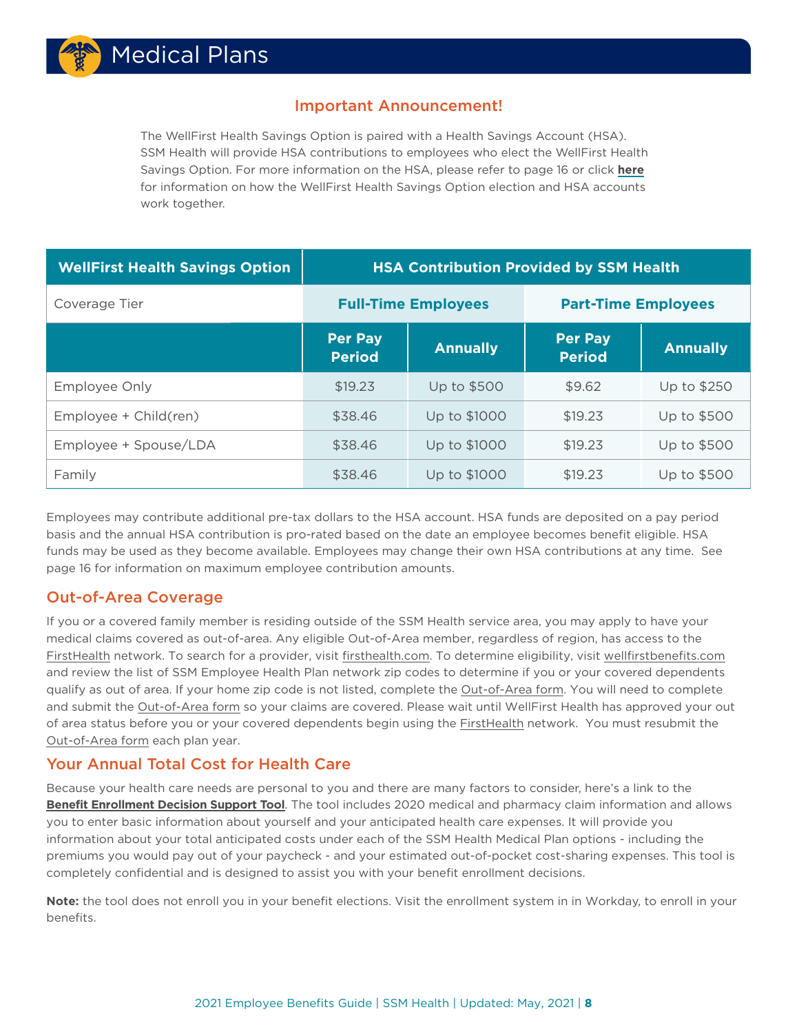# Medical Plans

## Important Announcement!

The WellFirst Health Savings Option is paired with a Health Savings Account (HSA). SSM Health will provide HSA contributions to employees who elect the WellFirst Health Savings Option. For more information on the HSA, please refer to page 16 or click **here** for information on how the WellFirst Health Savings Option election and HSA accounts work together.

| WellFirst Health Savings Option | HSA Contribution Provided by SSM Health | | | |
|---|---|---|---|---|
| Coverage Tier | Full-Time Employees | | Part-Time Employees | |
| | Per Pay Period | Annually | Per Pay Period | Annually |
| Employee Only | $19.23 | Up to $500 | $9.62 | Up to $250 |
| Employee + Child(ren) | $38.46 | Up to $1000 | $19.23 | Up to $500 |
| Employee + Spouse/LDA | $38.46 | Up to $1000 | $19.23 | Up to $500 |
| Family | $38.46 | Up to $1000 | $19.23 | Up to $500 |

Employees may contribute additional pre-tax dollars to the HSA account. HSA funds are deposited on a pay period basis and the annual HSA contribution is pro-rated based on the date an employee becomes benefit eligible. HSA funds may be used as they become available. Employees may change their own HSA contributions at any time. See page 16 for information on maximum employee contribution amounts.

## Out-of-Area Coverage

If you or a covered family member is residing outside of the SSM Health service area, you may apply to have your medical claims covered as out-of-area. Any eligible Out-of-Area member, regardless of region, has access to the FirstHealth network. To search for a provider, visit firsthealth.com. To determine eligibility, visit wellfirstbenefits.com and review the list of SSM Employee Health Plan network zip codes to determine if you or your covered dependents qualify as out of area. If your home zip code is not listed, complete the Out-of-Area form. You will need to complete and submit the Out-of-Area form so your claims are covered. Please wait until WellFirst Health has approved your out of area status before you or your covered dependents begin using the FirstHealth network. You must resubmit the Out-of-Area form each plan year.

## Your Annual Total Cost for Health Care

Because your health care needs are personal to you and there are many factors to consider, here's a link to the **Benefit Enrollment Decision Support Tool**. The tool includes 2020 medical and pharmacy claim information and allows you to enter basic information about yourself and your anticipated health care expenses. It will provide you information about your total anticipated costs under each of the SSM Health Medical Plan options - including the premiums you would pay out of your paycheck - and your estimated out-of-pocket cost-sharing expenses. This tool is completely confidential and is designed to assist you with your benefit enrollment decisions.

**Note:** the tool does not enroll you in your benefit elections. Visit the enrollment system in in Workday, to enroll in your benefits.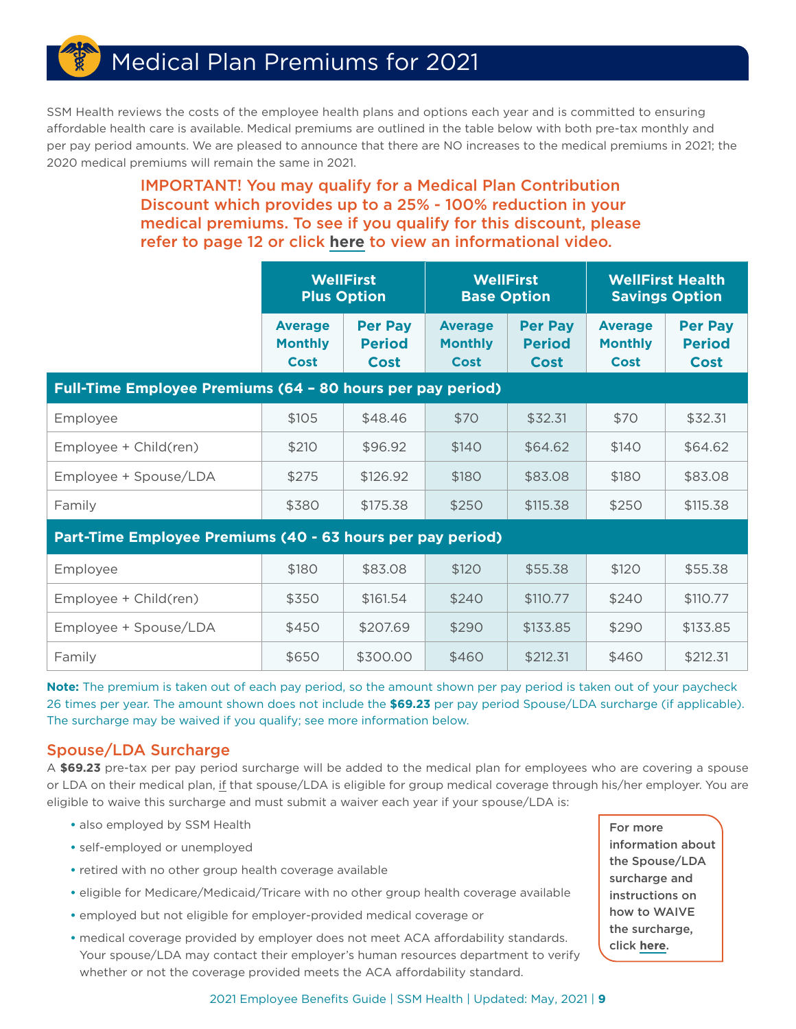# Medical Plan Premiums for 2021

SSM Health reviews the costs of the employee health plans and options each year and is committed to ensuring affordable health care is available. Medical premiums are outlined in the table below with both pre-tax monthly and per pay period amounts. We are pleased to announce that there are NO increases to the medical premiums in 2021; the 2020 medical premiums will remain the same in 2021.

**IMPORTANT! You may qualify for a Medical Plan Contribution Discount which provides up to a 25% - 100% reduction in your medical premiums. To see if you qualify for this discount, please refer to page 12 or click here to view an informational video.**

| | WellFirst Plus Option | | WellFirst Base Option | | WellFirst Health Savings Option | |
|---|---|---|---|---|---|---|
| | Average Monthly Cost | Per Pay Period Cost | Average Monthly Cost | Per Pay Period Cost | Average Monthly Cost | Per Pay Period Cost |
| **Full-Time Employee Premiums (64 – 80 hours per pay period)** | | | | | | |
| Employee | $105 | $48.46 | $70 | $32.31 | $70 | $32.31 |
| Employee + Child(ren) | $210 | $96.92 | $140 | $64.62 | $140 | $64.62 |
| Employee + Spouse/LDA | $275 | $126.92 | $180 | $83.08 | $180 | $83.08 |
| Family | $380 | $175.38 | $250 | $115.38 | $250 | $115.38 |
| **Part-Time Employee Premiums (40 - 63 hours per pay period)** | | | | | | |
| Employee | $180 | $83.08 | $120 | $55.38 | $120 | $55.38 |
| Employee + Child(ren) | $350 | $161.54 | $240 | $110.77 | $240 | $110.77 |
| Employee + Spouse/LDA | $450 | $207.69 | $290 | $133.85 | $290 | $133.85 |
| Family | $650 | $300.00 | $460 | $212.31 | $460 | $212.31 |

**Note:** The premium is taken out of each pay period, so the amount shown per pay period is taken out of your paycheck 26 times per year. The amount shown does not include the **$69.23** per pay period Spouse/LDA surcharge (if applicable). The surcharge may be waived if you qualify; see more information below.

## Spouse/LDA Surcharge

A **$69.23** pre-tax per pay period surcharge will be added to the medical plan for employees who are covering a spouse or LDA on their medical plan, if that spouse/LDA is eligible for group medical coverage through his/her employer. You are eligible to waive this surcharge and must submit a waiver each year if your spouse/LDA is:

- also employed by SSM Health
- self-employed or unemployed
- retired with no other group health coverage available
- eligible for Medicare/Medicaid/Tricare with no other group health coverage available
- employed but not eligible for employer-provided medical coverage or
- medical coverage provided by employer does not meet ACA affordability standards. Your spouse/LDA may contact their employer's human resources department to verify whether or not the coverage provided meets the ACA affordability standard.

For more information about the Spouse/LDA surcharge and instructions on how to WAIVE the surcharge, click **here**.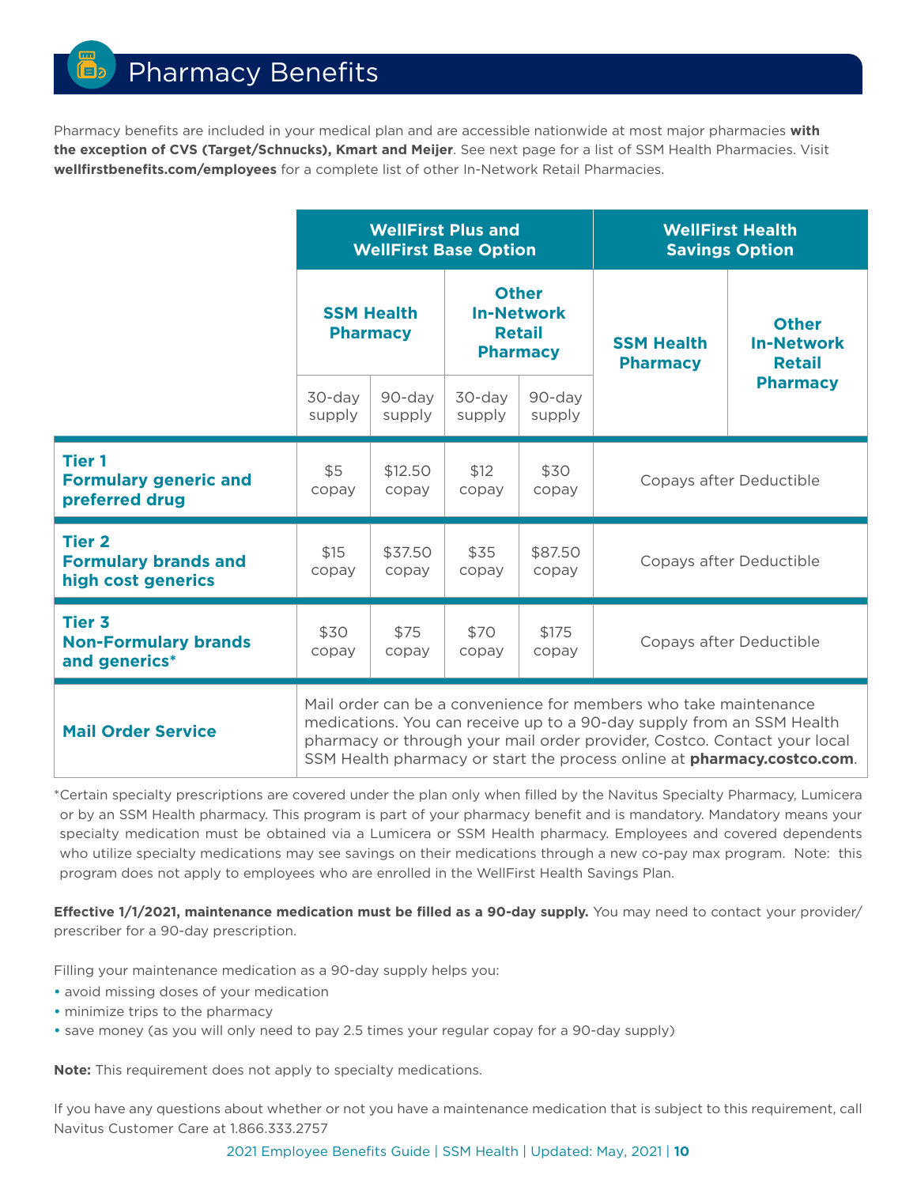# Pharmacy Benefits

Pharmacy benefits are included in your medical plan and are accessible nationwide at most major pharmacies **with the exception of CVS (Target/Schnucks), Kmart and Meijer**. See next page for a list of SSM Health Pharmacies. Visit **wellfirstbenefits.com/employees** for a complete list of other In-Network Retail Pharmacies.

| | WellFirst Plus and WellFirst Base Option | | | | WellFirst Health Savings Option | |
|---|---|---|---|---|---|---|
| | SSM Health Pharmacy | | Other In-Network Retail Pharmacy | | SSM Health Pharmacy | Other In-Network Retail Pharmacy |
| | 30-day supply | 90-day supply | 30-day supply | 90-day supply | | |
| **Tier 1 Formulary generic and preferred drug** | $5 copay | $12.50 copay | $12 copay | $30 copay | Copays after Deductible | |
| **Tier 2 Formulary brands and high cost generics** | $15 copay | $37.50 copay | $35 copay | $87.50 copay | Copays after Deductible | |
| **Tier 3 Non-Formulary brands and generics*** | $30 copay | $75 copay | $70 copay | $175 copay | Copays after Deductible | |
| **Mail Order Service** | Mail order can be a convenience for members who take maintenance medications. You can receive up to a 90-day supply from an SSM Health pharmacy or through your mail order provider, Costco. Contact your local SSM Health pharmacy or start the process online at **pharmacy.costco.com**. | | | | | |

*Certain specialty prescriptions are covered under the plan only when filled by the Navitus Specialty Pharmacy, Lumicera or by an SSM Health pharmacy. This program is part of your pharmacy benefit and is mandatory. Mandatory means your specialty medication must be obtained via a Lumicera or SSM Health pharmacy. Employees and covered dependents who utilize specialty medications may see savings on their medications through a new co-pay max program. Note: this program does not apply to employees who are enrolled in the WellFirst Health Savings Plan.

**Effective 1/1/2021, maintenance medication must be filled as a 90-day supply.** You may need to contact your provider/prescriber for a 90-day prescription.

Filling your maintenance medication as a 90-day supply helps you:

- avoid missing doses of your medication
- minimize trips to the pharmacy
- save money (as you will only need to pay 2.5 times your regular copay for a 90-day supply)

**Note:** This requirement does not apply to specialty medications.

If you have any questions about whether or not you have a maintenance medication that is subject to this requirement, call Navitus Customer Care at 1.866.333.2757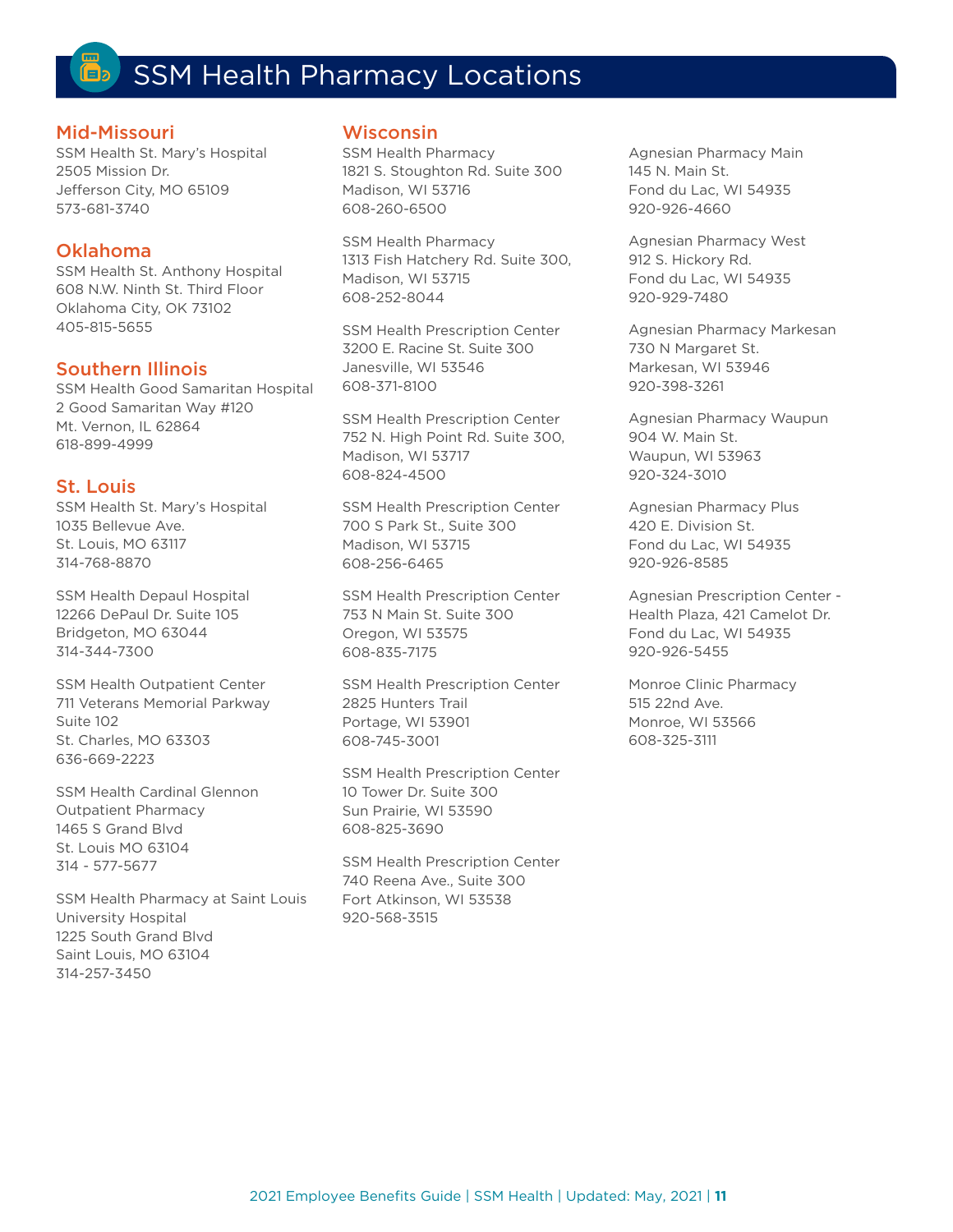# SSM Health Pharmacy Locations

## Mid-Missouri

SSM Health St. Mary's Hospital
2505 Mission Dr.
Jefferson City, MO 65109
573-681-3740

## Oklahoma

SSM Health St. Anthony Hospital
608 N.W. Ninth St. Third Floor
Oklahoma City, OK 73102
405-815-5655

## Southern Illinois

SSM Health Good Samaritan Hospital
2 Good Samaritan Way #120
Mt. Vernon, IL 62864
618-899-4999

## St. Louis

SSM Health St. Mary's Hospital
1035 Bellevue Ave.
St. Louis, MO 63117
314-768-8870

SSM Health Depaul Hospital
12266 DePaul Dr. Suite 105
Bridgeton, MO 63044
314-344-7300

SSM Health Outpatient Center
711 Veterans Memorial Parkway
Suite 102
St. Charles, MO 63303
636-669-2223

SSM Health Cardinal Glennon
Outpatient Pharmacy
1465 S Grand Blvd
St. Louis MO 63104
314 - 577-5677

SSM Health Pharmacy at Saint Louis
University Hospital
1225 South Grand Blvd
Saint Louis, MO 63104
314-257-3450

## Wisconsin

SSM Health Pharmacy
1821 S. Stoughton Rd. Suite 300
Madison, WI 53716
608-260-6500

SSM Health Pharmacy
1313 Fish Hatchery Rd. Suite 300,
Madison, WI 53715
608-252-8044

SSM Health Prescription Center
3200 E. Racine St. Suite 300
Janesville, WI 53546
608-371-8100

SSM Health Prescription Center
752 N. High Point Rd. Suite 300,
Madison, WI 53717
608-824-4500

SSM Health Prescription Center
700 S Park St., Suite 300
Madison, WI 53715
608-256-6465

SSM Health Prescription Center
753 N Main St. Suite 300
Oregon, WI 53575
608-835-7175

SSM Health Prescription Center
2825 Hunters Trail
Portage, WI 53901
608-745-3001

SSM Health Prescription Center
10 Tower Dr. Suite 300
Sun Prairie, WI 53590
608-825-3690

SSM Health Prescription Center
740 Reena Ave., Suite 300
Fort Atkinson, WI 53538
920-568-3515

Agnesian Pharmacy Main
145 N. Main St.
Fond du Lac, WI 54935
920-926-4660

Agnesian Pharmacy West
912 S. Hickory Rd.
Fond du Lac, WI 54935
920-929-7480

Agnesian Pharmacy Markesan
730 N Margaret St.
Markesan, WI 53946
920-398-3261

Agnesian Pharmacy Waupun
904 W. Main St.
Waupun, WI 53963
920-324-3010

Agnesian Pharmacy Plus
420 E. Division St.
Fond du Lac, WI 54935
920-926-8585

Agnesian Prescription Center -
Health Plaza, 421 Camelot Dr.
Fond du Lac, WI 54935
920-926-5455

Monroe Clinic Pharmacy
515 22nd Ave.
Monroe, WI 53566
608-325-3111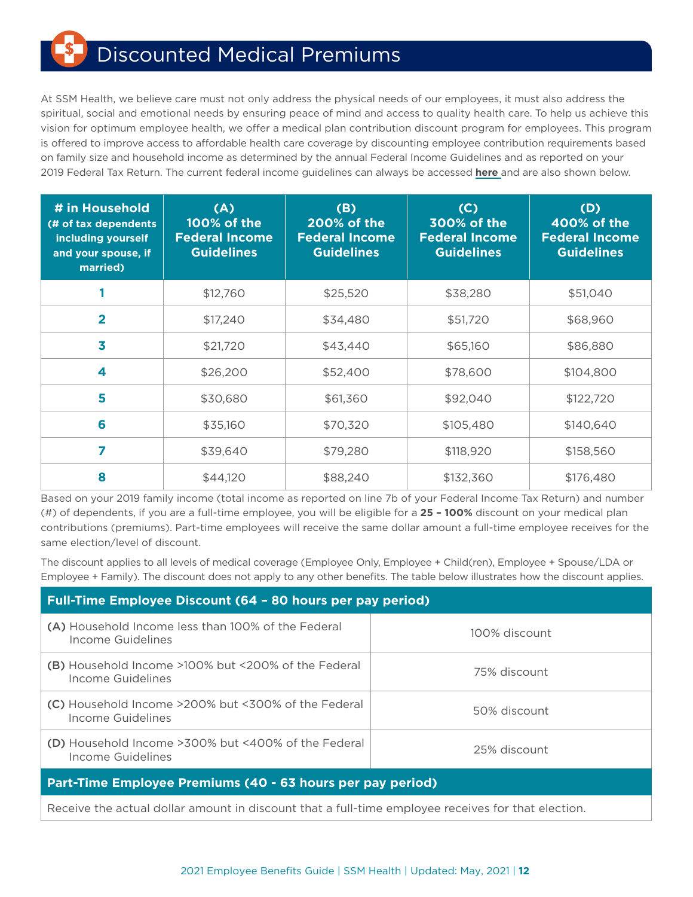# Discounted Medical Premiums

At SSM Health, we believe care must not only address the physical needs of our employees, it must also address the spiritual, social and emotional needs by ensuring peace of mind and access to quality health care. To help us achieve this vision for optimum employee health, we offer a medical plan contribution discount program for employees. This program is offered to improve access to affordable health care coverage by discounting employee contribution requirements based on family size and household income as determined by the annual Federal Income Guidelines and as reported on your 2019 Federal Tax Return. The current federal income guidelines can always be accessed **here** and are also shown below.

| # in Household (# of tax dependents including yourself and your spouse, if married) | (A) 100% of the Federal Income Guidelines | (B) 200% of the Federal Income Guidelines | (C) 300% of the Federal Income Guidelines | (D) 400% of the Federal Income Guidelines |
|---|---|---|---|---|
| 1 | $12,760 | $25,520 | $38,280 | $51,040 |
| 2 | $17,240 | $34,480 | $51,720 | $68,960 |
| 3 | $21,720 | $43,440 | $65,160 | $86,880 |
| 4 | $26,200 | $52,400 | $78,600 | $104,800 |
| 5 | $30,680 | $61,360 | $92,040 | $122,720 |
| 6 | $35,160 | $70,320 | $105,480 | $140,640 |
| 7 | $39,640 | $79,280 | $118,920 | $158,560 |
| 8 | $44,120 | $88,240 | $132,360 | $176,480 |

Based on your 2019 family income (total income as reported on line 7b of your Federal Income Tax Return) and number (#) of dependents, if you are a full-time employee, you will be eligible for a **25 – 100%** discount on your medical plan contributions (premiums). Part-time employees will receive the same dollar amount a full-time employee receives for the same election/level of discount.

The discount applies to all levels of medical coverage (Employee Only, Employee + Child(ren), Employee + Spouse/LDA or Employee + Family). The discount does not apply to any other benefits. The table below illustrates how the discount applies.

| **Full-Time Employee Discount (64 – 80 hours per pay period)** | |
|---|---|
| **(A)** Household Income less than 100% of the Federal Income Guidelines | 100% discount |
| **(B)** Household Income >100% but <200% of the Federal Income Guidelines | 75% discount |
| **(C)** Household Income >200% but <300% of the Federal Income Guidelines | 50% discount |
| **(D)** Household Income >300% but <400% of the Federal Income Guidelines | 25% discount |
| **Part-Time Employee Premiums (40 - 63 hours per pay period)** | |
| Receive the actual dollar amount in discount that a full-time employee receives for that election. | |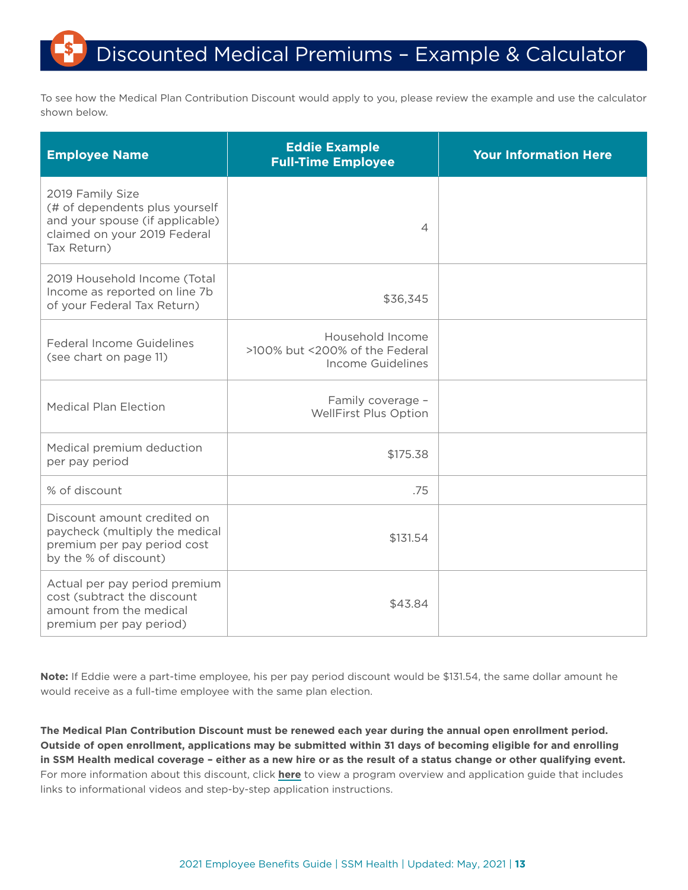# Discounted Medical Premiums – Example & Calculator

To see how the Medical Plan Contribution Discount would apply to you, please review the example and use the calculator shown below.

| Employee Name | Eddie Example Full-Time Employee | Your Information Here |
|---|---|---|
| 2019 Family Size (# of dependents plus yourself and your spouse (if applicable) claimed on your 2019 Federal Tax Return) | 4 | |
| 2019 Household Income (Total Income as reported on line 7b of your Federal Tax Return) | $36,345 | |
| Federal Income Guidelines (see chart on page 11) | Household Income >100% but <200% of the Federal Income Guidelines | |
| Medical Plan Election | Family coverage – WellFirst Plus Option | |
| Medical premium deduction per pay period | $175.38 | |
| % of discount | .75 | |
| Discount amount credited on paycheck (multiply the medical premium per pay period cost by the % of discount) | $131.54 | |
| Actual per pay period premium cost (subtract the discount amount from the medical premium per pay period) | $43.84 | |

**Note:** If Eddie were a part-time employee, his per pay period discount would be $131.54, the same dollar amount he would receive as a full-time employee with the same plan election.

**The Medical Plan Contribution Discount must be renewed each year during the annual open enrollment period. Outside of open enrollment, applications may be submitted within 31 days of becoming eligible for and enrolling in SSM Health medical coverage – either as a new hire or as the result of a status change or other qualifying event.** For more information about this discount, click **here** to view a program overview and application guide that includes links to informational videos and step-by-step application instructions.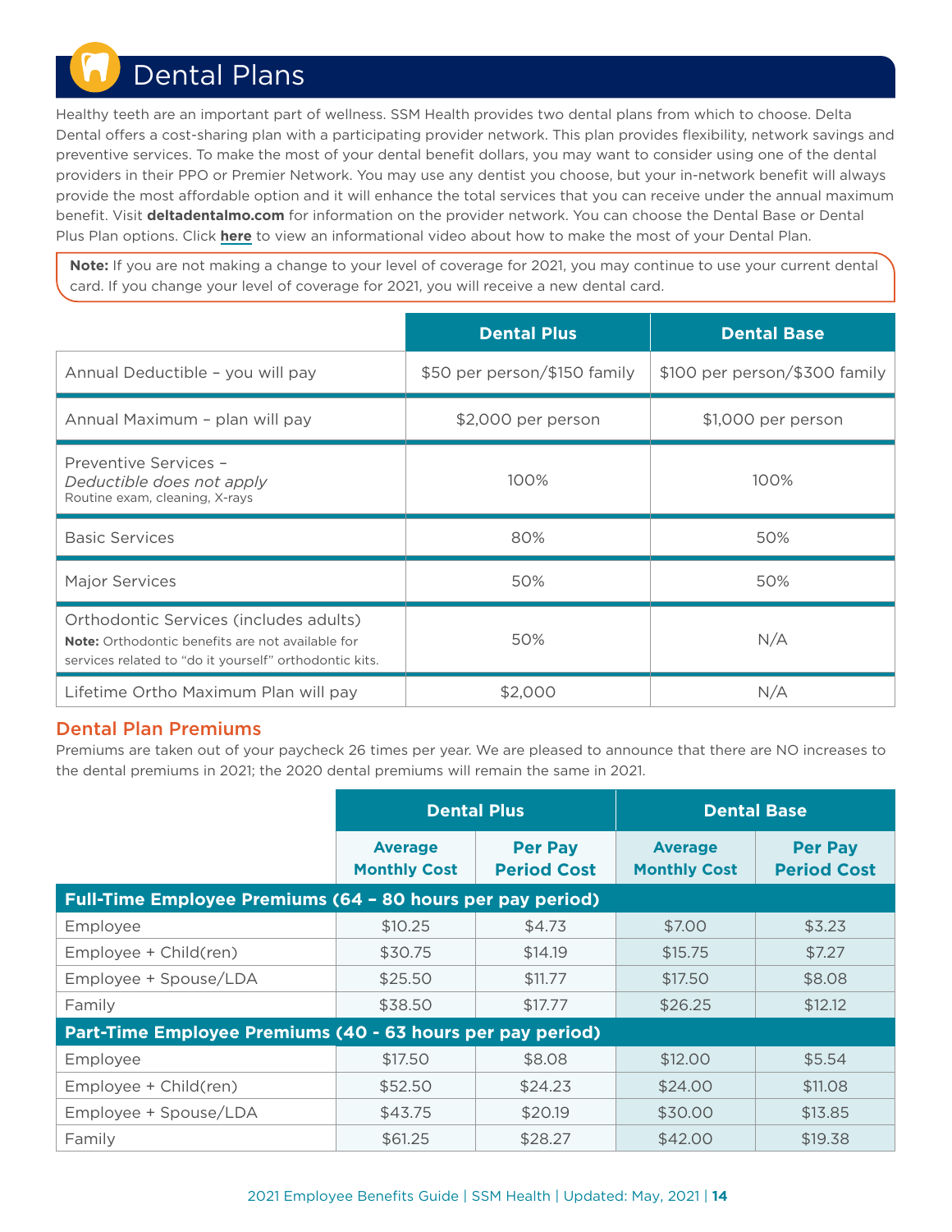# Dental Plans

Healthy teeth are an important part of wellness. SSM Health provides two dental plans from which to choose. Delta Dental offers a cost-sharing plan with a participating provider network. This plan provides flexibility, network savings and preventive services. To make the most of your dental benefit dollars, you may want to consider using one of the dental providers in their PPO or Premier Network. You may use any dentist you choose, but your in-network benefit will always provide the most affordable option and it will enhance the total services that you can receive under the annual maximum benefit. Visit **deltadentalmo.com** for information on the provider network. You can choose the Dental Base or Dental Plus Plan options. Click **here** to view an informational video about how to make the most of your Dental Plan.

**Note:** If you are not making a change to your level of coverage for 2021, you may continue to use your current dental card. If you change your level of coverage for 2021, you will receive a new dental card.

| | Dental Plus | Dental Base |
|---|---|---|
| Annual Deductible – you will pay | $50 per person/$150 family | $100 per person/$300 family |
| Annual Maximum – plan will pay | $2,000 per person | $1,000 per person |
| Preventive Services – *Deductible does not apply* Routine exam, cleaning, X-rays | 100% | 100% |
| Basic Services | 80% | 50% |
| Major Services | 50% | 50% |
| Orthodontic Services (includes adults) **Note:** Orthodontic benefits are not available for services related to "do it yourself" orthodontic kits. | 50% | N/A |
| Lifetime Ortho Maximum Plan will pay | $2,000 | N/A |

## Dental Plan Premiums

Premiums are taken out of your paycheck 26 times per year. We are pleased to announce that there are NO increases to the dental premiums in 2021; the 2020 dental premiums will remain the same in 2021.

| | Dental Plus | | Dental Base | |
|---|---|---|---|---|
| | Average Monthly Cost | Per Pay Period Cost | Average Monthly Cost | Per Pay Period Cost |
| **Full-Time Employee Premiums (64 – 80 hours per pay period)** | | | | |
| Employee | $10.25 | $4.73 | $7.00 | $3.23 |
| Employee + Child(ren) | $30.75 | $14.19 | $15.75 | $7.27 |
| Employee + Spouse/LDA | $25.50 | $11.77 | $17.50 | $8.08 |
| Family | $38.50 | $17.77 | $26.25 | $12.12 |
| **Part-Time Employee Premiums (40 - 63 hours per pay period)** | | | | |
| Employee | $17.50 | $8.08 | $12.00 | $5.54 |
| Employee + Child(ren) | $52.50 | $24.23 | $24.00 | $11.08 |
| Employee + Spouse/LDA | $43.75 | $20.19 | $30.00 | $13.85 |
| Family | $61.25 | $28.27 | $42.00 | $19.38 |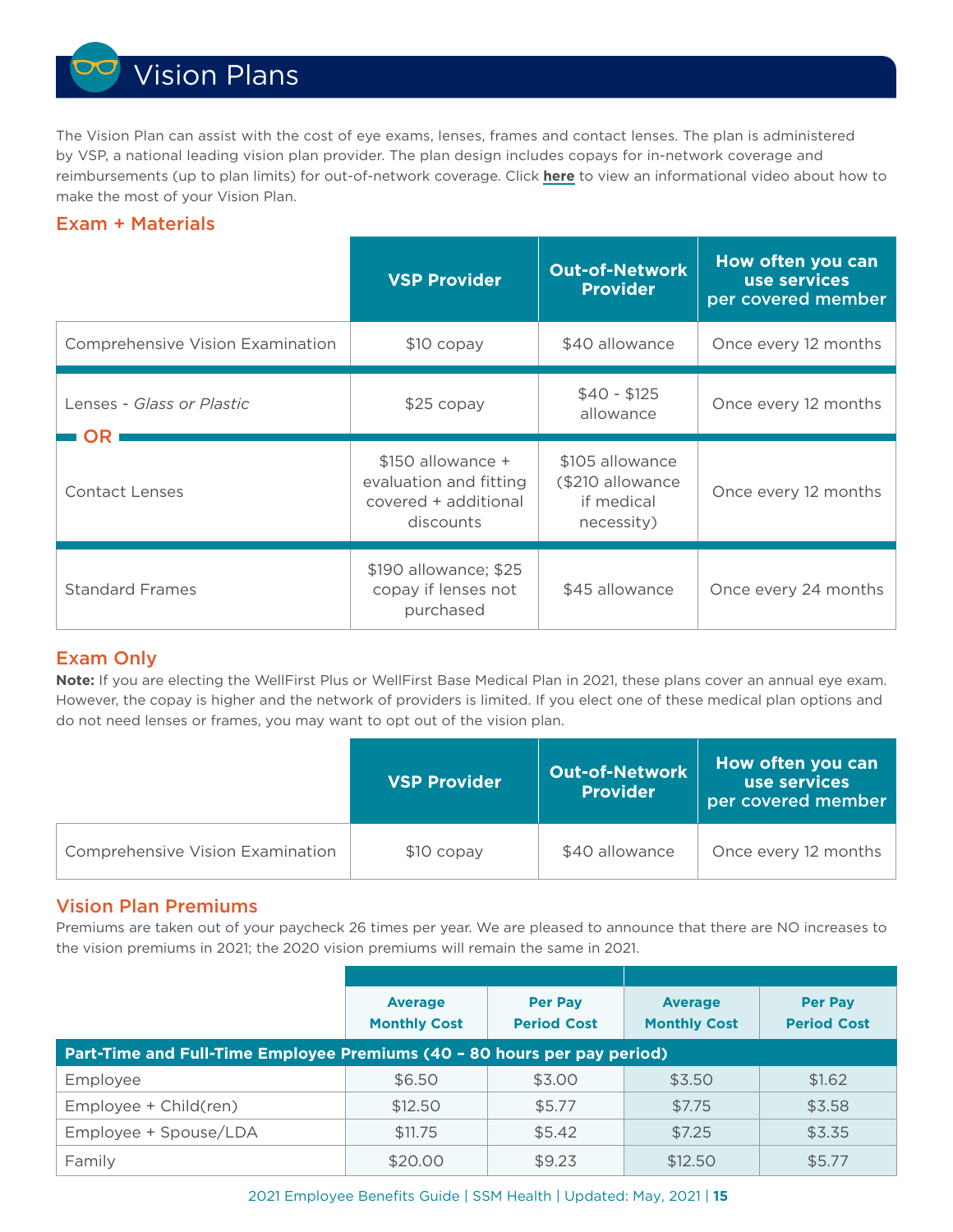# Vision Plans

The Vision Plan can assist with the cost of eye exams, lenses, frames and contact lenses. The plan is administered by VSP, a national leading vision plan provider. The plan design includes copays for in-network coverage and reimbursements (up to plan limits) for out-of-network coverage. Click **here** to view an informational video about how to make the most of your Vision Plan.

## Exam + Materials

| | VSP Provider | Out-of-Network Provider | How often you can use services per covered member |
|---|---|---|---|
| Comprehensive Vision Examination | $10 copay | $40 allowance | Once every 12 months |
| Lenses - *Glass or Plastic* | $25 copay | $40 - $125 allowance | Once every 12 months |
| **OR** | | | |
| Contact Lenses | $150 allowance + evaluation and fitting covered + additional discounts | $105 allowance ($210 allowance if medical necessity) | Once every 12 months |
| Standard Frames | $190 allowance; $25 copay if lenses not purchased | $45 allowance | Once every 24 months |

## Exam Only

**Note:** If you are electing the WellFirst Plus or WellFirst Base Medical Plan in 2021, these plans cover an annual eye exam. However, the copay is higher and the network of providers is limited. If you elect one of these medical plan options and do not need lenses or frames, you may want to opt out of the vision plan.

| | VSP Provider | Out-of-Network Provider | How often you can use services per covered member |
|---|---|---|---|
| Comprehensive Vision Examination | $10 copay | $40 allowance | Once every 12 months |

## Vision Plan Premiums

Premiums are taken out of your paycheck 26 times per year. We are pleased to announce that there are NO increases to the vision premiums in 2021; the 2020 vision premiums will remain the same in 2021.

| | Average Monthly Cost | Per Pay Period Cost | Average Monthly Cost | Per Pay Period Cost |
|---|---|---|---|---|
| **Part-Time and Full-Time Employee Premiums (40 – 80 hours per pay period)** | | | | |
| Employee | $6.50 | $3.00 | $3.50 | $1.62 |
| Employee + Child(ren) | $12.50 | $5.77 | $7.75 | $3.58 |
| Employee + Spouse/LDA | $11.75 | $5.42 | $7.25 | $3.35 |
| Family | $20.00 | $9.23 | $12.50 | $5.77 |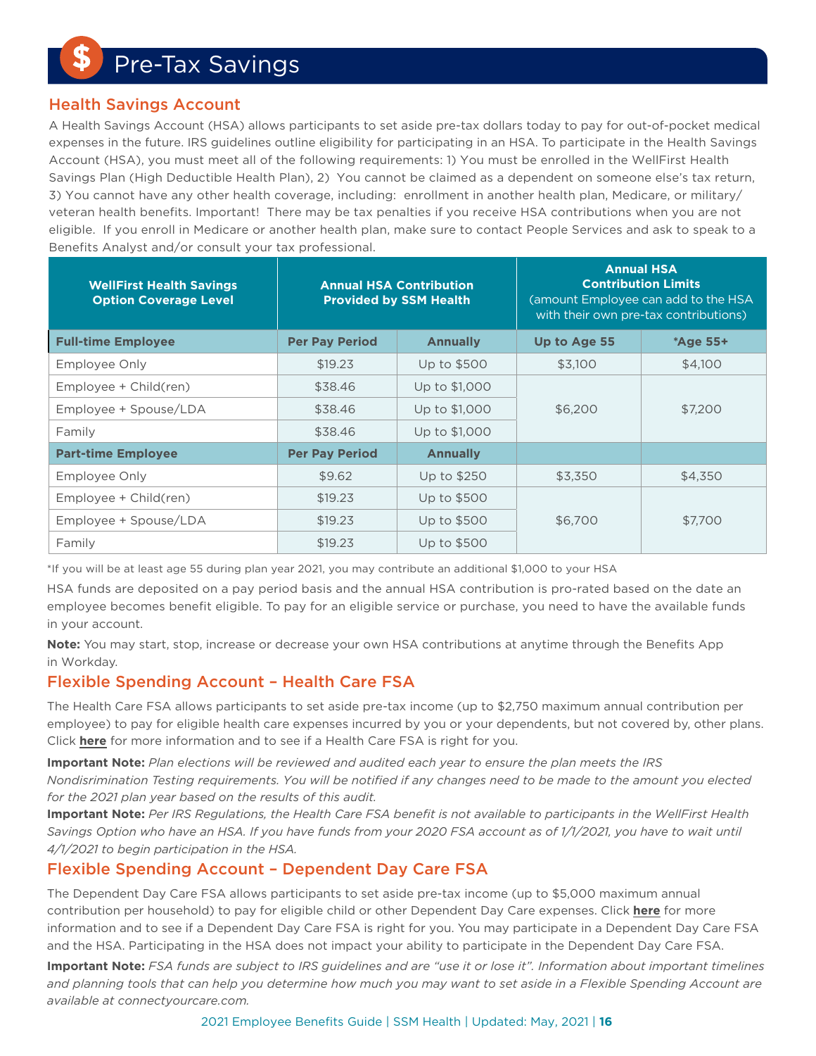# Pre-Tax Savings

## Health Savings Account

A Health Savings Account (HSA) allows participants to set aside pre-tax dollars today to pay for out-of-pocket medical expenses in the future. IRS guidelines outline eligibility for participating in an HSA. To participate in the Health Savings Account (HSA), you must meet all of the following requirements: 1) You must be enrolled in the WellFirst Health Savings Plan (High Deductible Health Plan), 2) You cannot be claimed as a dependent on someone else's tax return, 3) You cannot have any other health coverage, including: enrollment in another health plan, Medicare, or military/veteran health benefits. Important! There may be tax penalties if you receive HSA contributions when you are not eligible. If you enroll in Medicare or another health plan, make sure to contact People Services and ask to speak to a Benefits Analyst and/or consult your tax professional.

| WellFirst Health Savings Option Coverage Level | Annual HSA Contribution Provided by SSM Health | | Annual HSA Contribution Limits (amount Employee can add to the HSA with their own pre-tax contributions) | |
|---|---|---|---|---|
| **Full-time Employee** | **Per Pay Period** | **Annually** | **Up to Age 55** | ***Age 55+** |
| Employee Only | $19.23 | Up to $500 | $3,100 | $4,100 |
| Employee + Child(ren) | $38.46 | Up to $1,000 | $6,200 | $7,200 |
| Employee + Spouse/LDA | $38.46 | Up to $1,000 | | |
| Family | $38.46 | Up to $1,000 | | |
| **Part-time Employee** | **Per Pay Period** | **Annually** | | |
| Employee Only | $9.62 | Up to $250 | $3,350 | $4,350 |
| Employee + Child(ren) | $19.23 | Up to $500 | $6,700 | $7,700 |
| Employee + Spouse/LDA | $19.23 | Up to $500 | | |
| Family | $19.23 | Up to $500 | | |

*If you will be at least age 55 during plan year 2021, you may contribute an additional $1,000 to your HSA

HSA funds are deposited on a pay period basis and the annual HSA contribution is pro-rated based on the date an employee becomes benefit eligible. To pay for an eligible service or purchase, you need to have the available funds in your account.

**Note:** You may start, stop, increase or decrease your own HSA contributions at anytime through the Benefits App in Workday.

## Flexible Spending Account – Health Care FSA

The Health Care FSA allows participants to set aside pre-tax income (up to $2,750 maximum annual contribution per employee) to pay for eligible health care expenses incurred by you or your dependents, but not covered by, other plans. Click **here** for more information and to see if a Health Care FSA is right for you.

**Important Note:** *Plan elections will be reviewed and audited each year to ensure the plan meets the IRS Nondisrimination Testing requirements. You will be notified if any changes need to be made to the amount you elected for the 2021 plan year based on the results of this audit.*

**Important Note:** *Per IRS Regulations, the Health Care FSA benefit is not available to participants in the WellFirst Health Savings Option who have an HSA. If you have funds from your 2020 FSA account as of 1/1/2021, you have to wait until 4/1/2021 to begin participation in the HSA.*

## Flexible Spending Account – Dependent Day Care FSA

The Dependent Day Care FSA allows participants to set aside pre-tax income (up to $5,000 maximum annual contribution per household) to pay for eligible child or other Dependent Day Care expenses. Click **here** for more information and to see if a Dependent Day Care FSA is right for you. You may participate in a Dependent Day Care FSA and the HSA. Participating in the HSA does not impact your ability to participate in the Dependent Day Care FSA.

**Important Note:** *FSA funds are subject to IRS guidelines and are "use it or lose it". Information about important timelines and planning tools that can help you determine how much you may want to set aside in a Flexible Spending Account are available at connectyourcare.com.*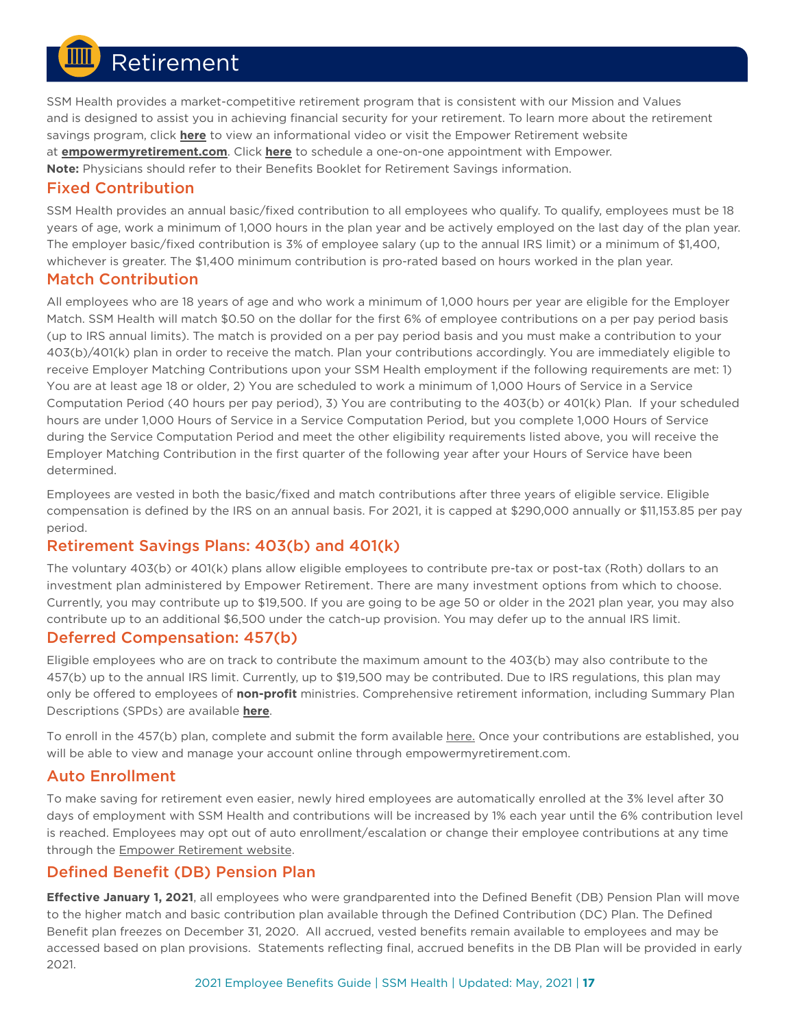# Retirement

SSM Health provides a market-competitive retirement program that is consistent with our Mission and Values and is designed to assist you in achieving financial security for your retirement. To learn more about the retirement savings program, click **here** to view an informational video or visit the Empower Retirement website at **empowermyretirement.com**. Click **here** to schedule a one-on-one appointment with Empower.
**Note:** Physicians should refer to their Benefits Booklet for Retirement Savings information.

## Fixed Contribution

SSM Health provides an annual basic/fixed contribution to all employees who qualify. To qualify, employees must be 18 years of age, work a minimum of 1,000 hours in the plan year and be actively employed on the last day of the plan year. The employer basic/fixed contribution is 3% of employee salary (up to the annual IRS limit) or a minimum of $1,400, whichever is greater. The $1,400 minimum contribution is pro-rated based on hours worked in the plan year.

## Match Contribution

All employees who are 18 years of age and who work a minimum of 1,000 hours per year are eligible for the Employer Match. SSM Health will match $0.50 on the dollar for the first 6% of employee contributions on a per pay period basis (up to IRS annual limits). The match is provided on a per pay period basis and you must make a contribution to your 403(b)/401(k) plan in order to receive the match. Plan your contributions accordingly. You are immediately eligible to receive Employer Matching Contributions upon your SSM Health employment if the following requirements are met: 1) You are at least age 18 or older, 2) You are scheduled to work a minimum of 1,000 Hours of Service in a Service Computation Period (40 hours per pay period), 3) You are contributing to the 403(b) or 401(k) Plan. If your scheduled hours are under 1,000 Hours of Service in a Service Computation Period, but you complete 1,000 Hours of Service during the Service Computation Period and meet the other eligibility requirements listed above, you will receive the Employer Matching Contribution in the first quarter of the following year after your Hours of Service have been determined.

Employees are vested in both the basic/fixed and match contributions after three years of eligible service. Eligible compensation is defined by the IRS on an annual basis. For 2021, it is capped at $290,000 annually or $11,153.85 per pay period.

## Retirement Savings Plans: 403(b) and 401(k)

The voluntary 403(b) or 401(k) plans allow eligible employees to contribute pre-tax or post-tax (Roth) dollars to an investment plan administered by Empower Retirement. There are many investment options from which to choose. Currently, you may contribute up to $19,500. If you are going to be age 50 or older in the 2021 plan year, you may also contribute up to an additional $6,500 under the catch-up provision. You may defer up to the annual IRS limit.

## Deferred Compensation: 457(b)

Eligible employees who are on track to contribute the maximum amount to the 403(b) may also contribute to the 457(b) up to the annual IRS limit. Currently, up to $19,500 may be contributed. Due to IRS regulations, this plan may only be offered to employees of **non-profit** ministries. Comprehensive retirement information, including Summary Plan Descriptions (SPDs) are available **here**.

To enroll in the 457(b) plan, complete and submit the form available here. Once your contributions are established, you will be able to view and manage your account online through empowermyretirement.com.

## Auto Enrollment

To make saving for retirement even easier, newly hired employees are automatically enrolled at the 3% level after 30 days of employment with SSM Health and contributions will be increased by 1% each year until the 6% contribution level is reached. Employees may opt out of auto enrollment/escalation or change their employee contributions at any time through the Empower Retirement website.

## Defined Benefit (DB) Pension Plan

**Effective January 1, 2021**, all employees who were grandparented into the Defined Benefit (DB) Pension Plan will move to the higher match and basic contribution plan available through the Defined Contribution (DC) Plan. The Defined Benefit plan freezes on December 31, 2020. All accrued, vested benefits remain available to employees and may be accessed based on plan provisions. Statements reflecting final, accrued benefits in the DB Plan will be provided in early 2021.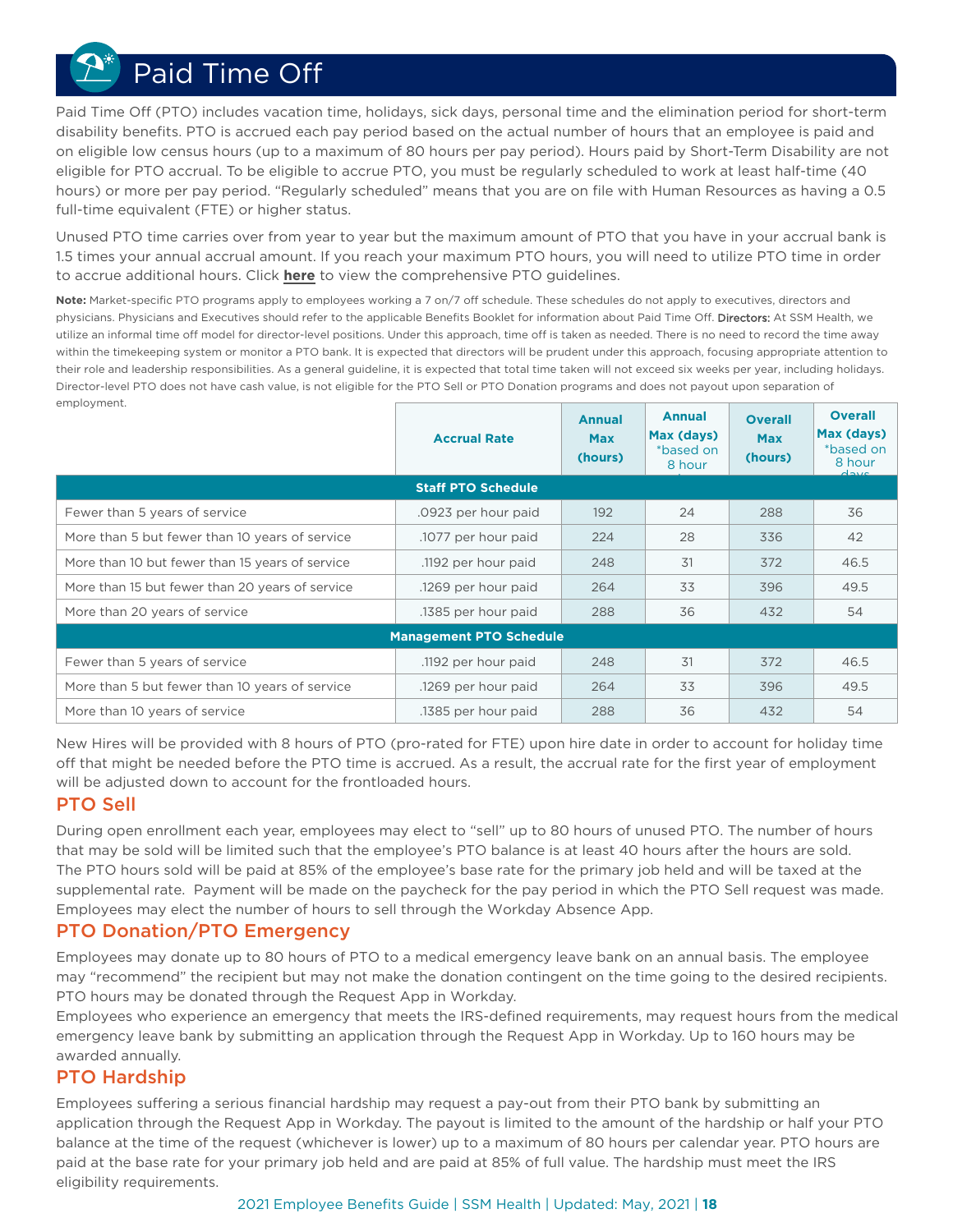# Paid Time Off

Paid Time Off (PTO) includes vacation time, holidays, sick days, personal time and the elimination period for short-term disability benefits. PTO is accrued each pay period based on the actual number of hours that an employee is paid and on eligible low census hours (up to a maximum of 80 hours per pay period). Hours paid by Short-Term Disability are not eligible for PTO accrual. To be eligible to accrue PTO, you must be regularly scheduled to work at least half-time (40 hours) or more per pay period. "Regularly scheduled" means that you are on file with Human Resources as having a 0.5 full-time equivalent (FTE) or higher status.

Unused PTO time carries over from year to year but the maximum amount of PTO that you have in your accrual bank is 1.5 times your annual accrual amount. If you reach your maximum PTO hours, you will need to utilize PTO time in order to accrue additional hours. Click **here** to view the comprehensive PTO guidelines.

**Note:** Market-specific PTO programs apply to employees working a 7 on/7 off schedule. These schedules do not apply to executives, directors and physicians. Physicians and Executives should refer to the applicable Benefits Booklet for information about Paid Time Off. **Directors:** At SSM Health, we utilize an informal time off model for director-level positions. Under this approach, time off is taken as needed. There is no need to record the time away within the timekeeping system or monitor a PTO bank. It is expected that directors will be prudent under this approach, focusing appropriate attention to their role and leadership responsibilities. As a general guideline, it is expected that total time taken will not exceed six weeks per year, including holidays. Director-level PTO does not have cash value, is not eligible for the PTO Sell or PTO Donation programs and does not payout upon separation of employment.

| | Accrual Rate | Annual Max (hours) | Annual Max (days) *based on 8 hour days | Overall Max (hours) | Overall Max (days) *based on 8 hour days |
|---|---|---|---|---|---|
| **Staff PTO Schedule** | | | | | |
| Fewer than 5 years of service | .0923 per hour paid | 192 | 24 | 288 | 36 |
| More than 5 but fewer than 10 years of service | .1077 per hour paid | 224 | 28 | 336 | 42 |
| More than 10 but fewer than 15 years of service | .1192 per hour paid | 248 | 31 | 372 | 46.5 |
| More than 15 but fewer than 20 years of service | .1269 per hour paid | 264 | 33 | 396 | 49.5 |
| More than 20 years of service | .1385 per hour paid | 288 | 36 | 432 | 54 |
| **Management PTO Schedule** | | | | | |
| Fewer than 5 years of service | .1192 per hour paid | 248 | 31 | 372 | 46.5 |
| More than 5 but fewer than 10 years of service | .1269 per hour paid | 264 | 33 | 396 | 49.5 |
| More than 10 years of service | .1385 per hour paid | 288 | 36 | 432 | 54 |

New Hires will be provided with 8 hours of PTO (pro-rated for FTE) upon hire date in order to account for holiday time off that might be needed before the PTO time is accrued. As a result, the accrual rate for the first year of employment will be adjusted down to account for the frontloaded hours.

## PTO Sell

During open enrollment each year, employees may elect to "sell" up to 80 hours of unused PTO. The number of hours that may be sold will be limited such that the employee's PTO balance is at least 40 hours after the hours are sold. The PTO hours sold will be paid at 85% of the employee's base rate for the primary job held and will be taxed at the supplemental rate. Payment will be made on the paycheck for the pay period in which the PTO Sell request was made. Employees may elect the number of hours to sell through the Workday Absence App.

## PTO Donation/PTO Emergency

Employees may donate up to 80 hours of PTO to a medical emergency leave bank on an annual basis. The employee may "recommend" the recipient but may not make the donation contingent on the time going to the desired recipients. PTO hours may be donated through the Request App in Workday.

Employees who experience an emergency that meets the IRS-defined requirements, may request hours from the medical emergency leave bank by submitting an application through the Request App in Workday. Up to 160 hours may be awarded annually.

## PTO Hardship

Employees suffering a serious financial hardship may request a pay-out from their PTO bank by submitting an application through the Request App in Workday. The payout is limited to the amount of the hardship or half your PTO balance at the time of the request (whichever is lower) up to a maximum of 80 hours per calendar year. PTO hours are paid at the base rate for your primary job held and are paid at 85% of full value. The hardship must meet the IRS eligibility requirements.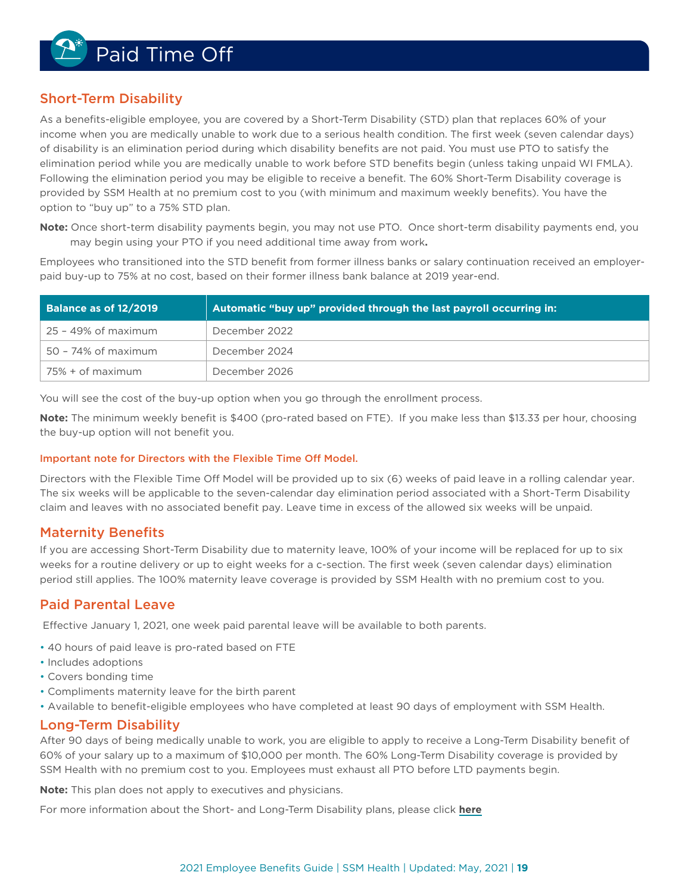# Paid Time Off

## Short-Term Disability

As a benefits-eligible employee, you are covered by a Short-Term Disability (STD) plan that replaces 60% of your income when you are medically unable to work due to a serious health condition. The first week (seven calendar days) of disability is an elimination period during which disability benefits are not paid. You must use PTO to satisfy the elimination period while you are medically unable to work before STD benefits begin (unless taking unpaid WI FMLA). Following the elimination period you may be eligible to receive a benefit. The 60% Short-Term Disability coverage is provided by SSM Health at no premium cost to you (with minimum and maximum weekly benefits). You have the option to "buy up" to a 75% STD plan.

**Note:** Once short-term disability payments begin, you may not use PTO. Once short-term disability payments end, you may begin using your PTO if you need additional time away from work**.**

Employees who transitioned into the STD benefit from former illness banks or salary continuation received an employer-paid buy-up to 75% at no cost, based on their former illness bank balance at 2019 year-end.

| Balance as of 12/2019 | Automatic "buy up" provided through the last payroll occurring in: |
|---|---|
| 25 – 49% of maximum | December 2022 |
| 50 – 74% of maximum | December 2024 |
| 75% + of maximum | December 2026 |

You will see the cost of the buy-up option when you go through the enrollment process.

**Note:** The minimum weekly benefit is $400 (pro-rated based on FTE). If you make less than $13.33 per hour, choosing the buy-up option will not benefit you.

#### Important note for Directors with the Flexible Time Off Model.

Directors with the Flexible Time Off Model will be provided up to six (6) weeks of paid leave in a rolling calendar year. The six weeks will be applicable to the seven-calendar day elimination period associated with a Short-Term Disability claim and leaves with no associated benefit pay. Leave time in excess of the allowed six weeks will be unpaid.

## Maternity Benefits

If you are accessing Short-Term Disability due to maternity leave, 100% of your income will be replaced for up to six weeks for a routine delivery or up to eight weeks for a c-section. The first week (seven calendar days) elimination period still applies. The 100% maternity leave coverage is provided by SSM Health with no premium cost to you.

## Paid Parental Leave

Effective January 1, 2021, one week paid parental leave will be available to both parents.

- 40 hours of paid leave is pro-rated based on FTE
- Includes adoptions
- Covers bonding time
- Compliments maternity leave for the birth parent
- Available to benefit-eligible employees who have completed at least 90 days of employment with SSM Health.

## Long-Term Disability

After 90 days of being medically unable to work, you are eligible to apply to receive a Long-Term Disability benefit of 60% of your salary up to a maximum of $10,000 per month. The 60% Long-Term Disability coverage is provided by SSM Health with no premium cost to you. Employees must exhaust all PTO before LTD payments begin.

**Note:** This plan does not apply to executives and physicians.

For more information about the Short- and Long-Term Disability plans, please click **here**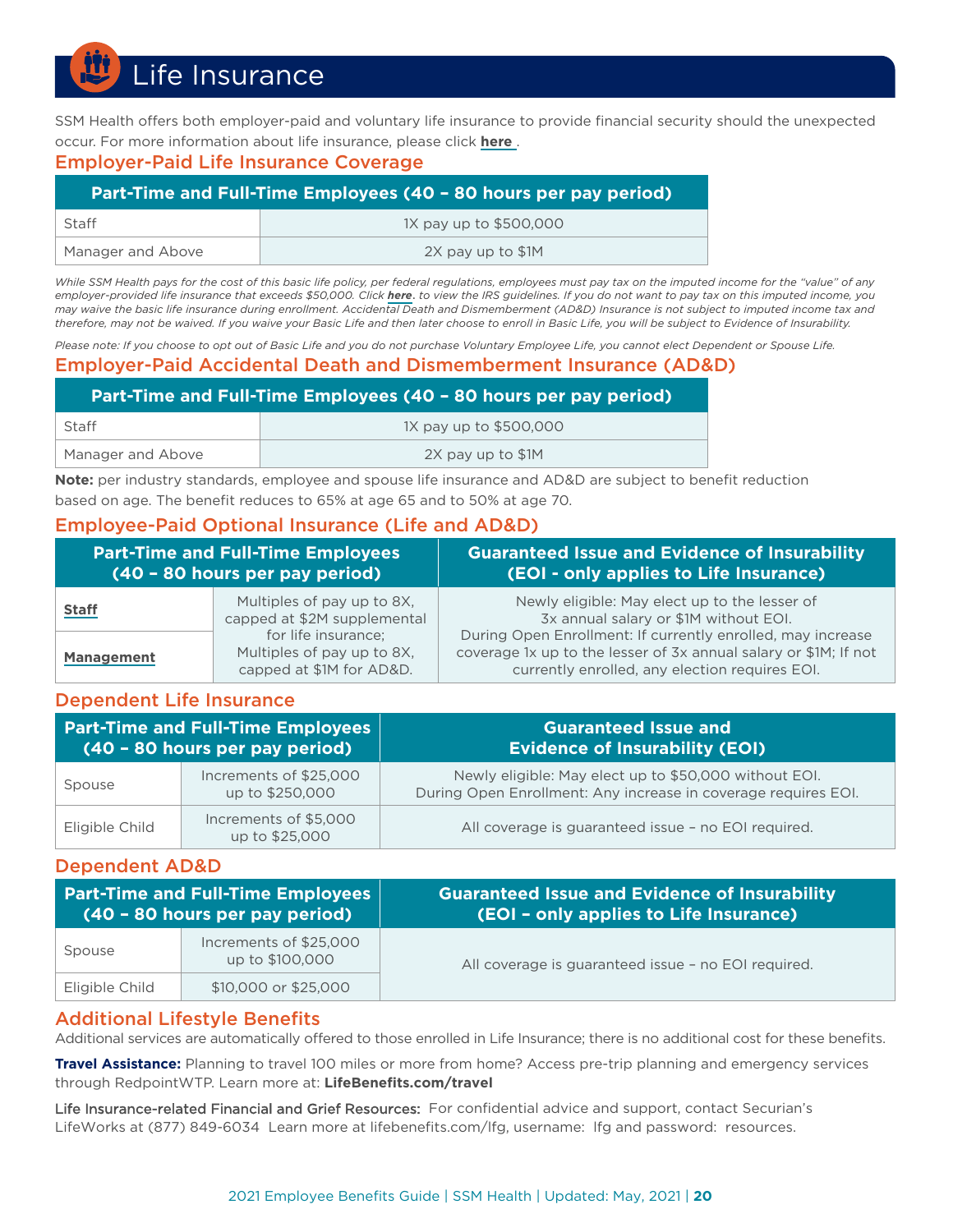# Life Insurance

SSM Health offers both employer-paid and voluntary life insurance to provide financial security should the unexpected occur. For more information about life insurance, please click **here** .

## Employer-Paid Life Insurance Coverage

| Part-Time and Full-Time Employees (40 – 80 hours per pay period) | |
|---|---|
| Staff | 1X pay up to $500,000 |
| Manager and Above | 2X pay up to $1M |

*While SSM Health pays for the cost of this basic life policy, per federal regulations, employees must pay tax on the imputed income for the "value" of any employer-provided life insurance that exceeds $50,000. Click **here**, to view the IRS guidelines. If you do not want to pay tax on this imputed income, you may waive the basic life insurance during enrollment. Accidental Death and Dismemberment (AD&D) Insurance is not subject to imputed income tax and therefore, may not be waived. If you waive your Basic Life and then later choose to enroll in Basic Life, you will be subject to Evidence of Insurability.*

*Please note: If you choose to opt out of Basic Life and you do not purchase Voluntary Employee Life, you cannot elect Dependent or Spouse Life.*

## Employer-Paid Accidental Death and Dismemberment Insurance (AD&D)

| Part-Time and Full-Time Employees (40 – 80 hours per pay period) | |
|---|---|
| Staff | 1X pay up to $500,000 |
| Manager and Above | 2X pay up to $1M |

**Note:** per industry standards, employee and spouse life insurance and AD&D are subject to benefit reduction based on age. The benefit reduces to 65% at age 65 and to 50% at age 70.

## Employee-Paid Optional Insurance (Life and AD&D)

| Part-Time and Full-Time Employees (40 – 80 hours per pay period) | | Guaranteed Issue and Evidence of Insurability (EOI - only applies to Life Insurance) |
|---|---|---|
| **Staff** | Multiples of pay up to 8X, capped at $2M supplemental for life insurance; Multiples of pay up to 8X, capped at $1M for AD&D. | Newly eligible: May elect up to the lesser of 3x annual salary or $1M without EOI. During Open Enrollment: If currently enrolled, may increase coverage 1x up to the lesser of 3x annual salary or $1M; If not currently enrolled, any election requires EOI. |
| **Management** | | |

## Dependent Life Insurance

| Part-Time and Full-Time Employees (40 – 80 hours per pay period) | | Guaranteed Issue and Evidence of Insurability (EOI) |
|---|---|---|
| Spouse | Increments of $25,000 up to $250,000 | Newly eligible: May elect up to $50,000 without EOI. During Open Enrollment: Any increase in coverage requires EOI. |
| Eligible Child | Increments of $5,000 up to $25,000 | All coverage is guaranteed issue – no EOI required. |

## Dependent AD&D

| Part-Time and Full-Time Employees (40 – 80 hours per pay period) | | Guaranteed Issue and Evidence of Insurability (EOI – only applies to Life Insurance) |
|---|---|---|
| Spouse | Increments of $25,000 up to $100,000 | All coverage is guaranteed issue – no EOI required. |
| Eligible Child | $10,000 or $25,000 | |

## Additional Lifestyle Benefits

Additional services are automatically offered to those enrolled in Life Insurance; there is no additional cost for these benefits.

**Travel Assistance:** Planning to travel 100 miles or more from home? Access pre-trip planning and emergency services through RedpointWTP. Learn more at: **LifeBenefits.com/travel**

Life Insurance-related Financial and Grief Resources: For confidential advice and support, contact Securian's LifeWorks at (877) 849-6034 Learn more at lifebenefits.com/lfg, username: lfg and password: resources.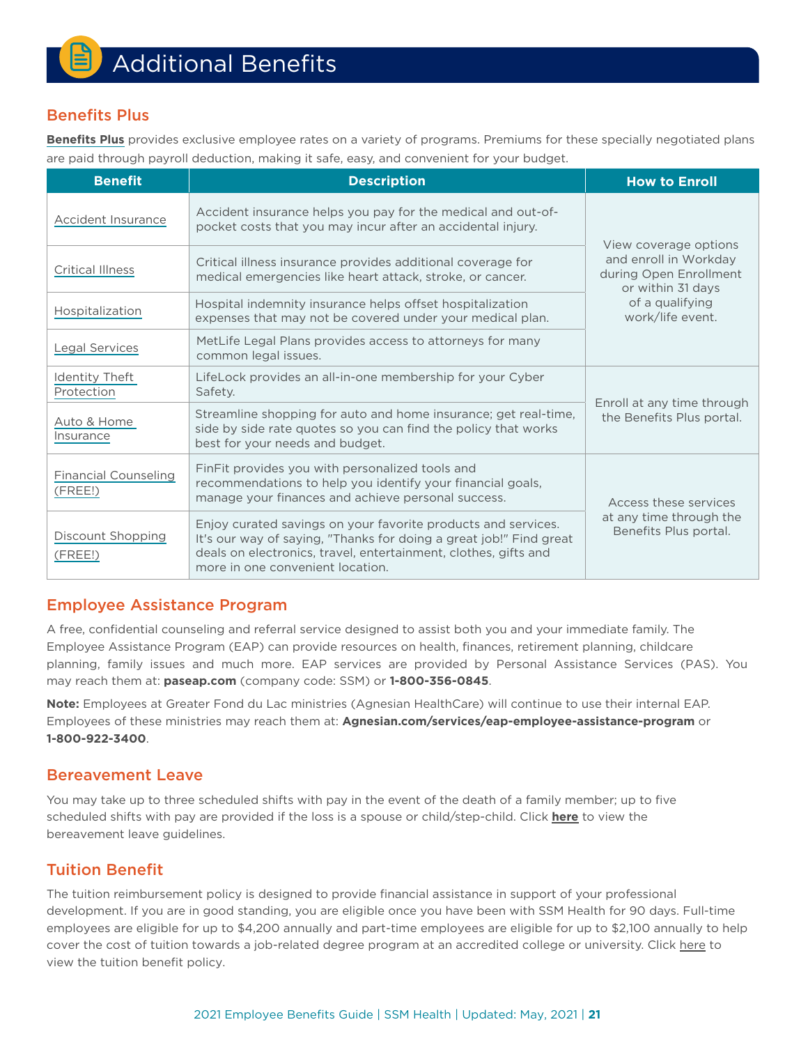# Additional Benefits

## Benefits Plus

**Benefits Plus** provides exclusive employee rates on a variety of programs. Premiums for these specially negotiated plans are paid through payroll deduction, making it safe, easy, and convenient for your budget.

| Benefit | Description | How to Enroll |
| --- | --- | --- |
| Accident Insurance | Accident insurance helps you pay for the medical and out-of-pocket costs that you may incur after an accidental injury. | View coverage options and enroll in Workday during Open Enrollment or within 31 days of a qualifying work/life event. |
| Critical Illness | Critical illness insurance provides additional coverage for medical emergencies like heart attack, stroke, or cancer. | |
| Hospitalization | Hospital indemnity insurance helps offset hospitalization expenses that may not be covered under your medical plan. | |
| Legal Services | MetLife Legal Plans provides access to attorneys for many common legal issues. | |
| Identity Theft Protection | LifeLock provides an all-in-one membership for your Cyber Safety. | Enroll at any time through the Benefits Plus portal. |
| Auto & Home Insurance | Streamline shopping for auto and home insurance; get real-time, side by side rate quotes so you can find the policy that works best for your needs and budget. | |
| Financial Counseling (FREE!) | FinFit provides you with personalized tools and recommendations to help you identify your financial goals, manage your finances and achieve personal success. | Access these services at any time through the Benefits Plus portal. |
| Discount Shopping (FREE!) | Enjoy curated savings on your favorite products and services. It's our way of saying, "Thanks for doing a great job!" Find great deals on electronics, travel, entertainment, clothes, gifts and more in one convenient location. | |

## Employee Assistance Program

A free, confidential counseling and referral service designed to assist both you and your immediate family. The Employee Assistance Program (EAP) can provide resources on health, finances, retirement planning, childcare planning, family issues and much more. EAP services are provided by Personal Assistance Services (PAS). You may reach them at: **paseap.com** (company code: SSM) or **1-800-356-0845**.

**Note:** Employees at Greater Fond du Lac ministries (Agnesian HealthCare) will continue to use their internal EAP. Employees of these ministries may reach them at: **Agnesian.com/services/eap-employee-assistance-program** or **1-800-922-3400**.

## Bereavement Leave

You may take up to three scheduled shifts with pay in the event of the death of a family member; up to five scheduled shifts with pay are provided if the loss is a spouse or child/step-child. Click **here** to view the bereavement leave guidelines.

## Tuition Benefit

The tuition reimbursement policy is designed to provide financial assistance in support of your professional development. If you are in good standing, you are eligible once you have been with SSM Health for 90 days. Full-time employees are eligible for up to $4,200 annually and part-time employees are eligible for up to $2,100 annually to help cover the cost of tuition towards a job-related degree program at an accredited college or university. Click here to view the tuition benefit policy.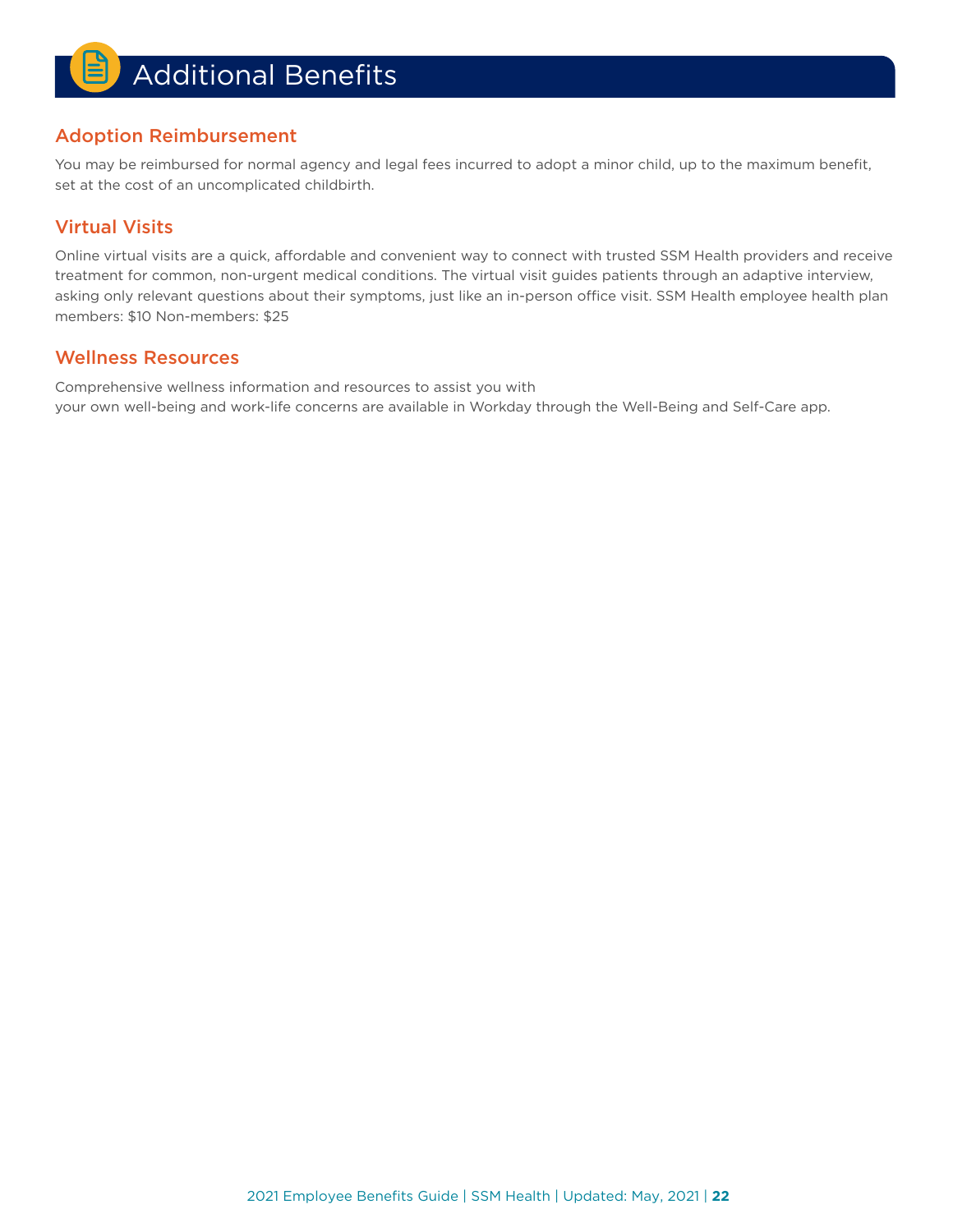# Additional Benefits

## Adoption Reimbursement

You may be reimbursed for normal agency and legal fees incurred to adopt a minor child, up to the maximum benefit, set at the cost of an uncomplicated childbirth.

## Virtual Visits

Online virtual visits are a quick, affordable and convenient way to connect with trusted SSM Health providers and receive treatment for common, non-urgent medical conditions. The virtual visit guides patients through an adaptive interview, asking only relevant questions about their symptoms, just like an in-person office visit. SSM Health employee health plan members: $10 Non-members: $25

## Wellness Resources

Comprehensive wellness information and resources to assist you with your own well-being and work-life concerns are available in Workday through the Well-Being and Self-Care app.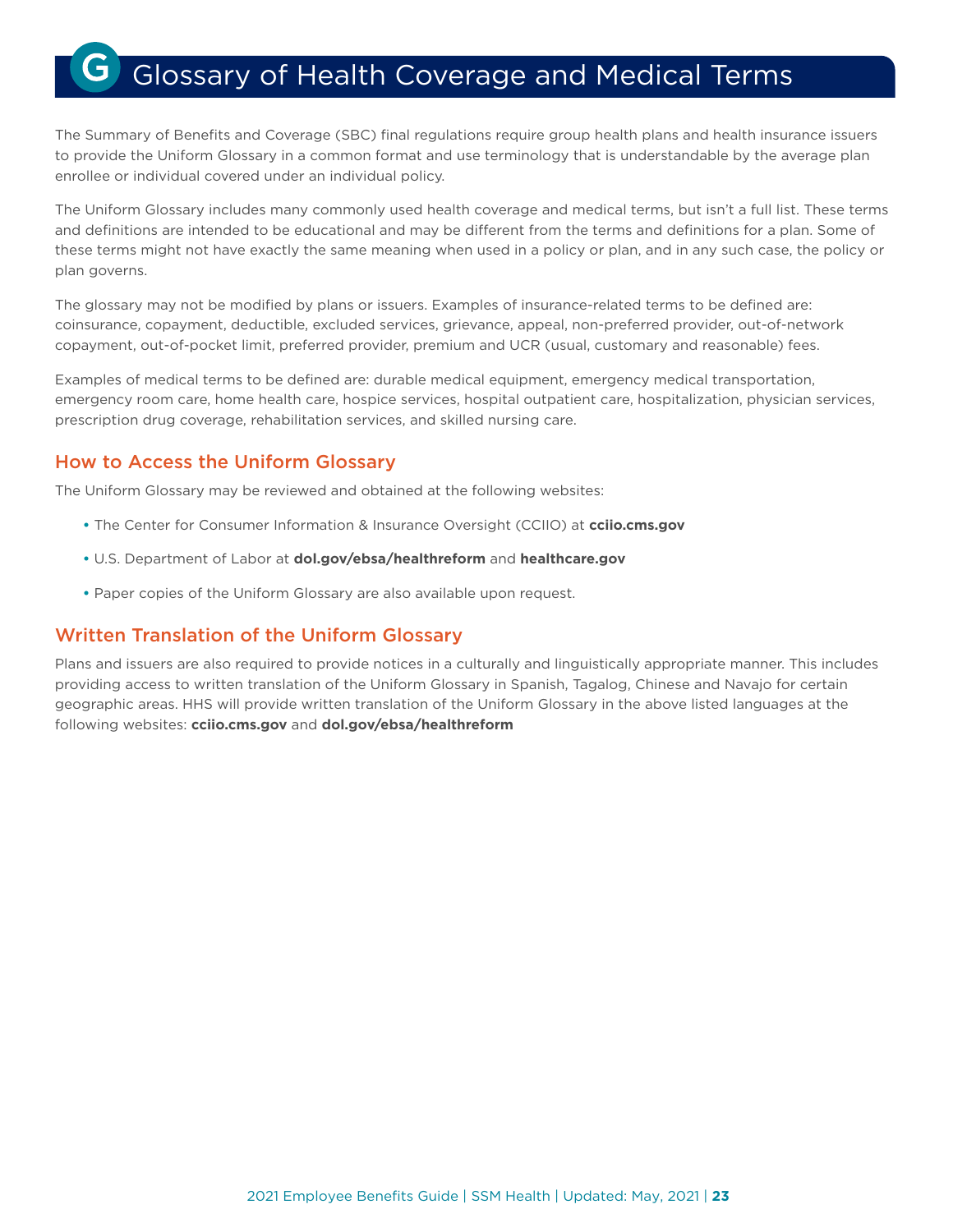# G Glossary of Health Coverage and Medical Terms

The Summary of Benefits and Coverage (SBC) final regulations require group health plans and health insurance issuers to provide the Uniform Glossary in a common format and use terminology that is understandable by the average plan enrollee or individual covered under an individual policy.

The Uniform Glossary includes many commonly used health coverage and medical terms, but isn't a full list. These terms and definitions are intended to be educational and may be different from the terms and definitions for a plan. Some of these terms might not have exactly the same meaning when used in a policy or plan, and in any such case, the policy or plan governs.

The glossary may not be modified by plans or issuers. Examples of insurance-related terms to be defined are: coinsurance, copayment, deductible, excluded services, grievance, appeal, non-preferred provider, out-of-network copayment, out-of-pocket limit, preferred provider, premium and UCR (usual, customary and reasonable) fees.

Examples of medical terms to be defined are: durable medical equipment, emergency medical transportation, emergency room care, home health care, hospice services, hospital outpatient care, hospitalization, physician services, prescription drug coverage, rehabilitation services, and skilled nursing care.

## How to Access the Uniform Glossary

The Uniform Glossary may be reviewed and obtained at the following websites:

- The Center for Consumer Information & Insurance Oversight (CCIIO) at **cciio.cms.gov**
- U.S. Department of Labor at **dol.gov/ebsa/healthreform** and **healthcare.gov**
- Paper copies of the Uniform Glossary are also available upon request.

## Written Translation of the Uniform Glossary

Plans and issuers are also required to provide notices in a culturally and linguistically appropriate manner. This includes providing access to written translation of the Uniform Glossary in Spanish, Tagalog, Chinese and Navajo for certain geographic areas. HHS will provide written translation of the Uniform Glossary in the above listed languages at the following websites: **cciio.cms.gov** and **dol.gov/ebsa/healthreform**